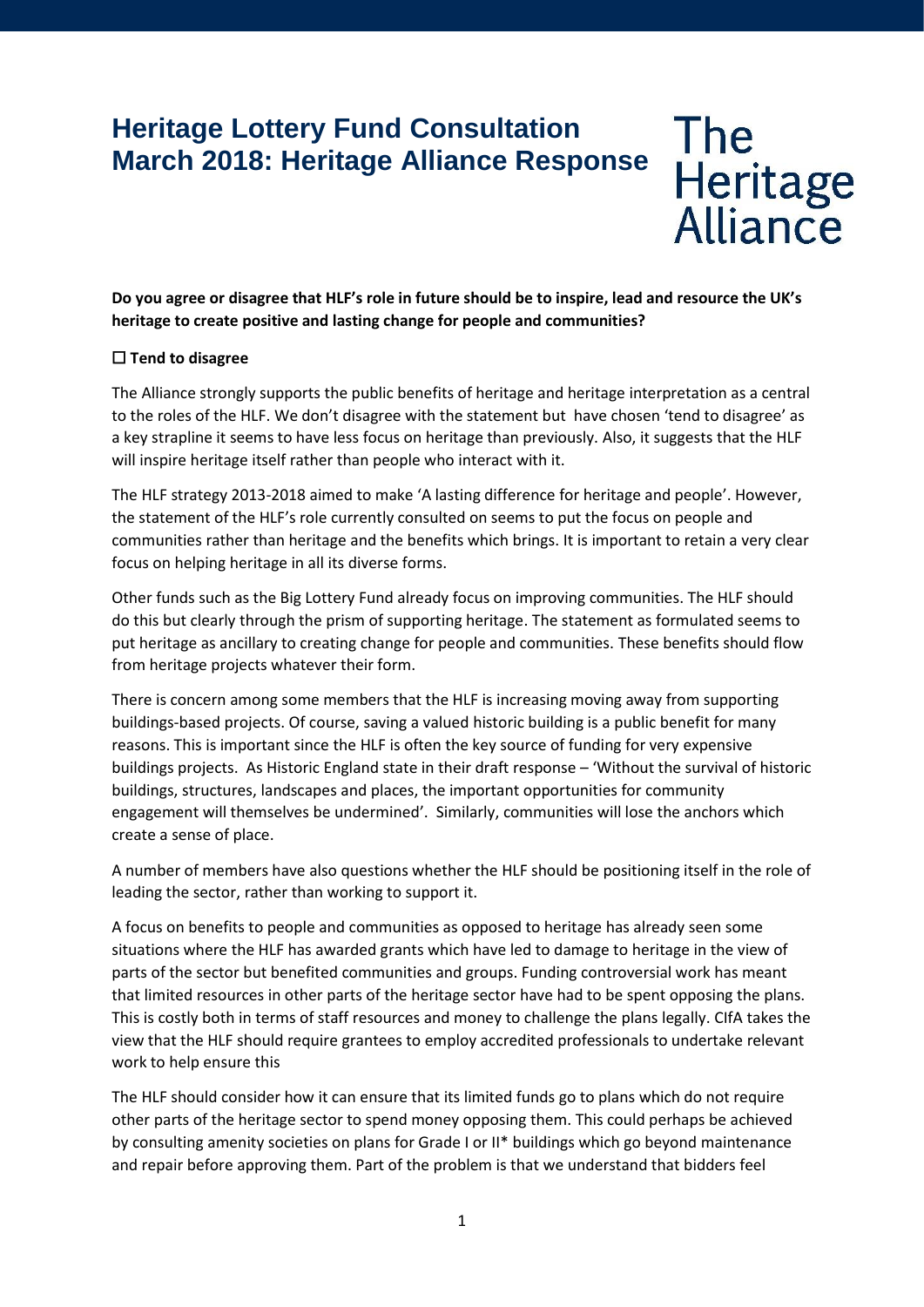# Heritage Lottery Fund Consultation March 2018: Heritage Alliance Response

The Heritage Alliance

**Do you agree or disagree that HLF's role in future should be to inspire, lead and resource the UK's heritage to create positive and lasting change for people and communities?**

☐ **Tend to disagree**

The Alliance strongly supports the public benefits of heritage and heritage interpretation as a central to the roles of the HLF. We don't disagree with the statement but have chosen 'tend to disagree' as a key strapline it seems to have less focus on heritage than previously. Also, it suggests that the HLF will inspire heritage itself rather than people who interact with it.

The HLF strategy 2013-2018 aimed to make 'A lasting difference for heritage and people'. However, the statement of the HLF's role currently consulted on seems to put the focus on people and communities rather than heritage and the benefits which brings. It is important to retain a very clear focus on helping heritage in all its diverse forms.

Other funds such as the Big Lottery Fund already focus on improving communities. The HLF should do this but clearly through the prism of supporting heritage. The statement as formulated seems to put heritage as ancillary to creating change for people and communities. These benefits should flow from heritage projects whatever their form.

There is concern among some members that the HLF is increasing moving away from supporting buildings-based projects. Of course, saving a valued historic building is a public benefit for many reasons. This is important since the HLF is often the key source of funding for very expensive buildings projects. As Historic England state in their draft response – 'Without the survival of historic buildings, structures, landscapes and places, the important opportunities for community engagement will themselves be undermined'. Similarly, communities will lose the anchors which create a sense of place.

A number of members have also questions whether the HLF should be positioning itself in the role of leading the sector, rather than working to support it.

A focus on benefits to people and communities as opposed to heritage has already seen some situations where the HLF has awarded grants which have led to damage to heritage in the view of parts of the sector but benefited communities and groups. Funding controversial work has meant that limited resources in other parts of the heritage sector have had to be spent opposing the plans. This is costly both in terms of staff resources and money to challenge the plans legally. CIfA takes the view that the HLF should require grantees to employ accredited professionals to undertake relevant work to help ensure this

The HLF should consider how it can ensure that its limited funds go to plans which do not require other parts of the heritage sector to spend money opposing them. This could perhaps be achieved by consulting amenity societies on plans for Grade I or II* buildings which go beyond maintenance and repair before approving them. Part of the problem is that we understand that bidders feel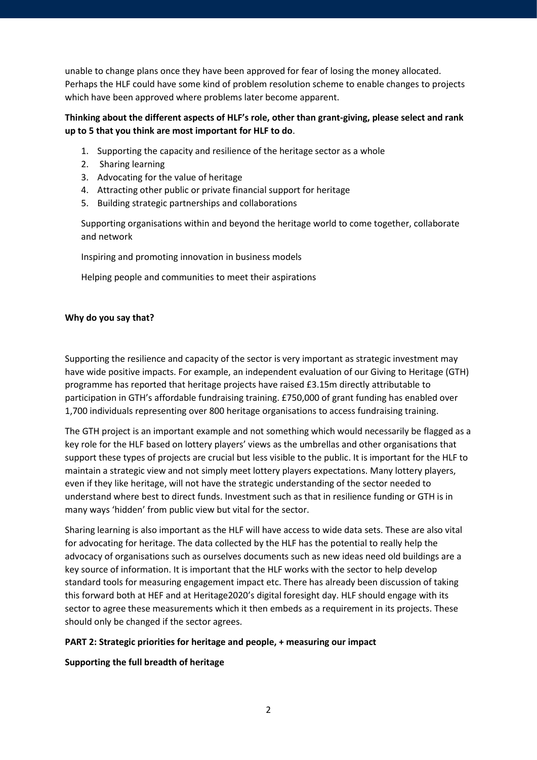unable to change plans once they have been approved for fear of losing the money allocated. Perhaps the HLF could have some kind of problem resolution scheme to enable changes to projects which have been approved where problems later become apparent.

**Thinking about the different aspects of HLF's role, other than grant-giving, please select and rank up to 5 that you think are most important for HLF to do**.

1. Supporting the capacity and resilience of the heritage sector as a whole
2. Sharing learning
3. Advocating for the value of heritage
4. Attracting other public or private financial support for heritage
5. Building strategic partnerships and collaborations

Supporting organisations within and beyond the heritage world to come together, collaborate and network

Inspiring and promoting innovation in business models

Helping people and communities to meet their aspirations

**Why do you say that?**

Supporting the resilience and capacity of the sector is very important as strategic investment may have wide positive impacts. For example, an independent evaluation of our Giving to Heritage (GTH) programme has reported that heritage projects have raised £3.15m directly attributable to participation in GTH's affordable fundraising training. £750,000 of grant funding has enabled over 1,700 individuals representing over 800 heritage organisations to access fundraising training.

The GTH project is an important example and not something which would necessarily be flagged as a key role for the HLF based on lottery players' views as the umbrellas and other organisations that support these types of projects are crucial but less visible to the public. It is important for the HLF to maintain a strategic view and not simply meet lottery players expectations. Many lottery players, even if they like heritage, will not have the strategic understanding of the sector needed to understand where best to direct funds. Investment such as that in resilience funding or GTH is in many ways 'hidden' from public view but vital for the sector.

Sharing learning is also important as the HLF will have access to wide data sets. These are also vital for advocating for heritage. The data collected by the HLF has the potential to really help the advocacy of organisations such as ourselves documents such as new ideas need old buildings are a key source of information. It is important that the HLF works with the sector to help develop standard tools for measuring engagement impact etc. There has already been discussion of taking this forward both at HEF and at Heritage2020's digital foresight day. HLF should engage with its sector to agree these measurements which it then embeds as a requirement in its projects. These should only be changed if the sector agrees.

**PART 2: Strategic priorities for heritage and people, + measuring our impact**

**Supporting the full breadth of heritage**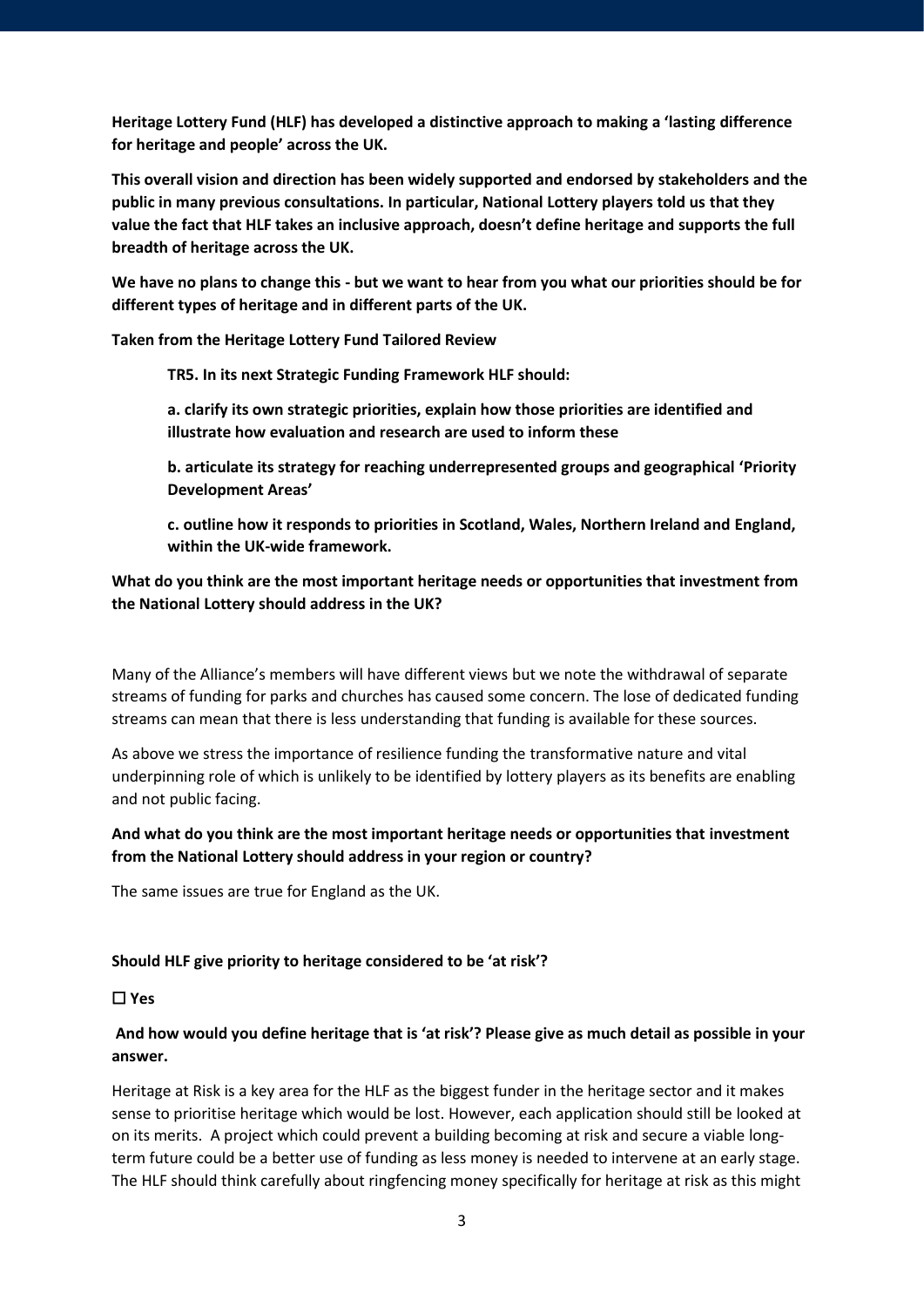**Heritage Lottery Fund (HLF) has developed a distinctive approach to making a 'lasting difference for heritage and people' across the UK.**

**This overall vision and direction has been widely supported and endorsed by stakeholders and the public in many previous consultations. In particular, National Lottery players told us that they value the fact that HLF takes an inclusive approach, doesn't define heritage and supports the full breadth of heritage across the UK.**

**We have no plans to change this - but we want to hear from you what our priorities should be for different types of heritage and in different parts of the UK.**

**Taken from the Heritage Lottery Fund Tailored Review**

> **TR5. In its next Strategic Funding Framework HLF should:**
>
> **a. clarify its own strategic priorities, explain how those priorities are identified and illustrate how evaluation and research are used to inform these**
>
> **b. articulate its strategy for reaching underrepresented groups and geographical 'Priority Development Areas'**
>
> **c. outline how it responds to priorities in Scotland, Wales, Northern Ireland and England, within the UK-wide framework.**

**What do you think are the most important heritage needs or opportunities that investment from the National Lottery should address in the UK?**

Many of the Alliance's members will have different views but we note the withdrawal of separate streams of funding for parks and churches has caused some concern. The lose of dedicated funding streams can mean that there is less understanding that funding is available for these sources.

As above we stress the importance of resilience funding the transformative nature and vital underpinning role of which is unlikely to be identified by lottery players as its benefits are enabling and not public facing.

**And what do you think are the most important heritage needs or opportunities that investment from the National Lottery should address in your region or country?**

The same issues are true for England as the UK.

**Should HLF give priority to heritage considered to be 'at risk'?**

☐ **Yes**

**And how would you define heritage that is 'at risk'? Please give as much detail as possible in your answer.**

Heritage at Risk is a key area for the HLF as the biggest funder in the heritage sector and it makes sense to prioritise heritage which would be lost. However, each application should still be looked at on its merits. A project which could prevent a building becoming at risk and secure a viable long-term future could be a better use of funding as less money is needed to intervene at an early stage. The HLF should think carefully about ringfencing money specifically for heritage at risk as this might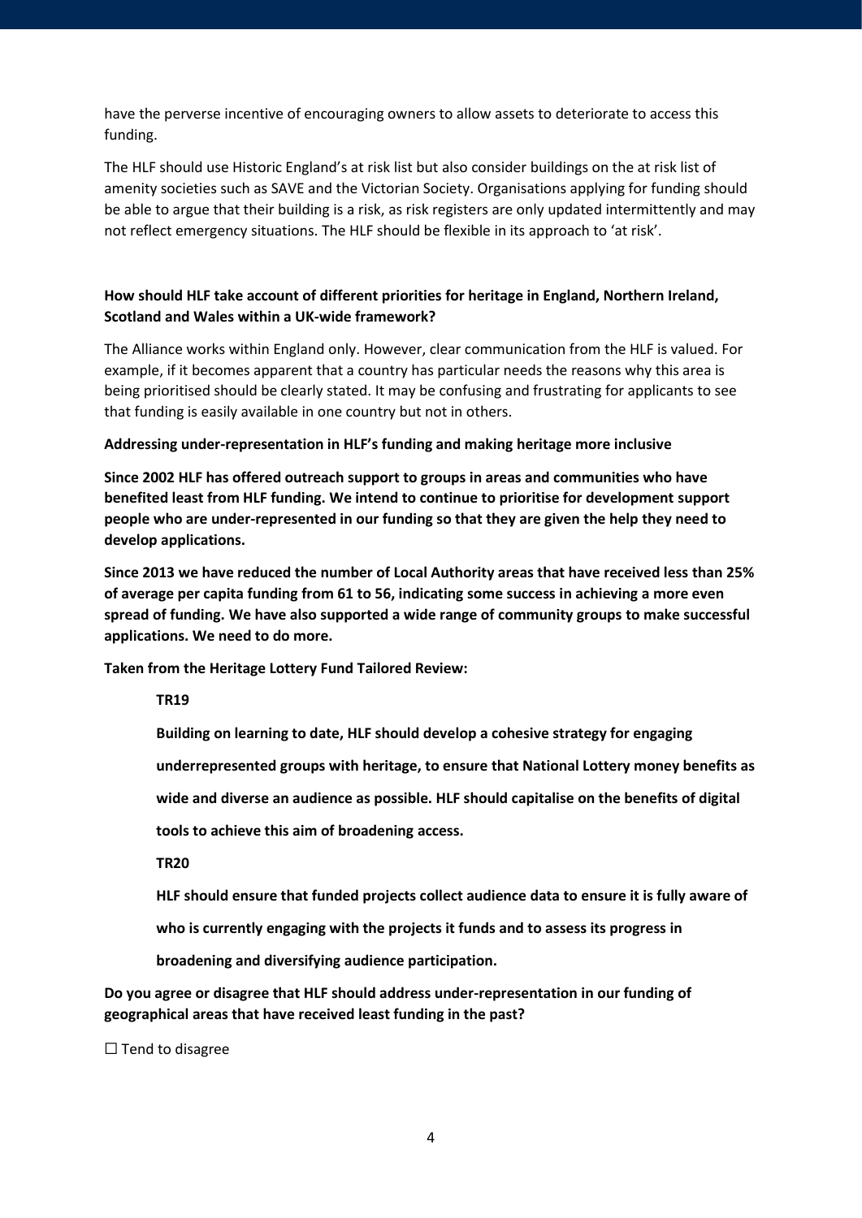have the perverse incentive of encouraging owners to allow assets to deteriorate to access this funding.

The HLF should use Historic England's at risk list but also consider buildings on the at risk list of amenity societies such as SAVE and the Victorian Society. Organisations applying for funding should be able to argue that their building is a risk, as risk registers are only updated intermittently and may not reflect emergency situations. The HLF should be flexible in its approach to 'at risk'.

**How should HLF take account of different priorities for heritage in England, Northern Ireland, Scotland and Wales within a UK-wide framework?**

The Alliance works within England only. However, clear communication from the HLF is valued. For example, if it becomes apparent that a country has particular needs the reasons why this area is being prioritised should be clearly stated. It may be confusing and frustrating for applicants to see that funding is easily available in one country but not in others.

**Addressing under-representation in HLF's funding and making heritage more inclusive**

**Since 2002 HLF has offered outreach support to groups in areas and communities who have benefited least from HLF funding. We intend to continue to prioritise for development support people who are under-represented in our funding so that they are given the help they need to develop applications.**

**Since 2013 we have reduced the number of Local Authority areas that have received less than 25% of average per capita funding from 61 to 56, indicating some success in achieving a more even spread of funding. We have also supported a wide range of community groups to make successful applications. We need to do more.**

**Taken from the Heritage Lottery Fund Tailored Review:**

> **TR19**
>
> **Building on learning to date, HLF should develop a cohesive strategy for engaging underrepresented groups with heritage, to ensure that National Lottery money benefits as wide and diverse an audience as possible. HLF should capitalise on the benefits of digital tools to achieve this aim of broadening access.**
>
> **TR20**
>
> **HLF should ensure that funded projects collect audience data to ensure it is fully aware of who is currently engaging with the projects it funds and to assess its progress in broadening and diversifying audience participation.**

**Do you agree or disagree that HLF should address under-representation in our funding of geographical areas that have received least funding in the past?**

☐ Tend to disagree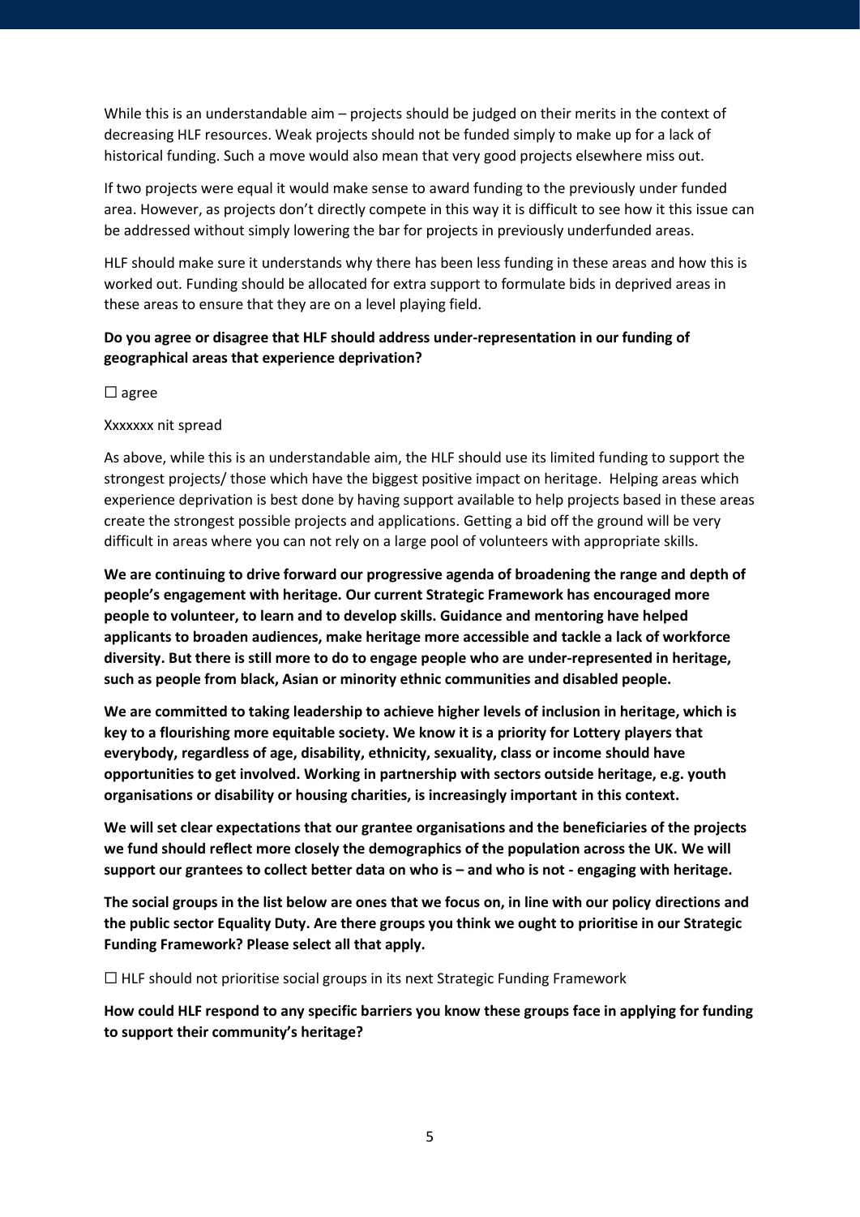While this is an understandable aim – projects should be judged on their merits in the context of decreasing HLF resources. Weak projects should not be funded simply to make up for a lack of historical funding. Such a move would also mean that very good projects elsewhere miss out.

If two projects were equal it would make sense to award funding to the previously under funded area. However, as projects don't directly compete in this way it is difficult to see how it this issue can be addressed without simply lowering the bar for projects in previously underfunded areas.

HLF should make sure it understands why there has been less funding in these areas and how this is worked out. Funding should be allocated for extra support to formulate bids in deprived areas in these areas to ensure that they are on a level playing field.

**Do you agree or disagree that HLF should address under-representation in our funding of geographical areas that experience deprivation?**

☐ agree

Xxxxxxx nit spread

As above, while this is an understandable aim, the HLF should use its limited funding to support the strongest projects/ those which have the biggest positive impact on heritage. Helping areas which experience deprivation is best done by having support available to help projects based in these areas create the strongest possible projects and applications. Getting a bid off the ground will be very difficult in areas where you can not rely on a large pool of volunteers with appropriate skills.

**We are continuing to drive forward our progressive agenda of broadening the range and depth of people's engagement with heritage. Our current Strategic Framework has encouraged more people to volunteer, to learn and to develop skills. Guidance and mentoring have helped applicants to broaden audiences, make heritage more accessible and tackle a lack of workforce diversity. But there is still more to do to engage people who are under-represented in heritage, such as people from black, Asian or minority ethnic communities and disabled people.**

**We are committed to taking leadership to achieve higher levels of inclusion in heritage, which is key to a flourishing more equitable society. We know it is a priority for Lottery players that everybody, regardless of age, disability, ethnicity, sexuality, class or income should have opportunities to get involved. Working in partnership with sectors outside heritage, e.g. youth organisations or disability or housing charities, is increasingly important in this context.**

**We will set clear expectations that our grantee organisations and the beneficiaries of the projects we fund should reflect more closely the demographics of the population across the UK. We will support our grantees to collect better data on who is – and who is not - engaging with heritage.**

**The social groups in the list below are ones that we focus on, in line with our policy directions and the public sector Equality Duty. Are there groups you think we ought to prioritise in our Strategic Funding Framework? Please select all that apply.**

☐ HLF should not prioritise social groups in its next Strategic Funding Framework

**How could HLF respond to any specific barriers you know these groups face in applying for funding to support their community's heritage?**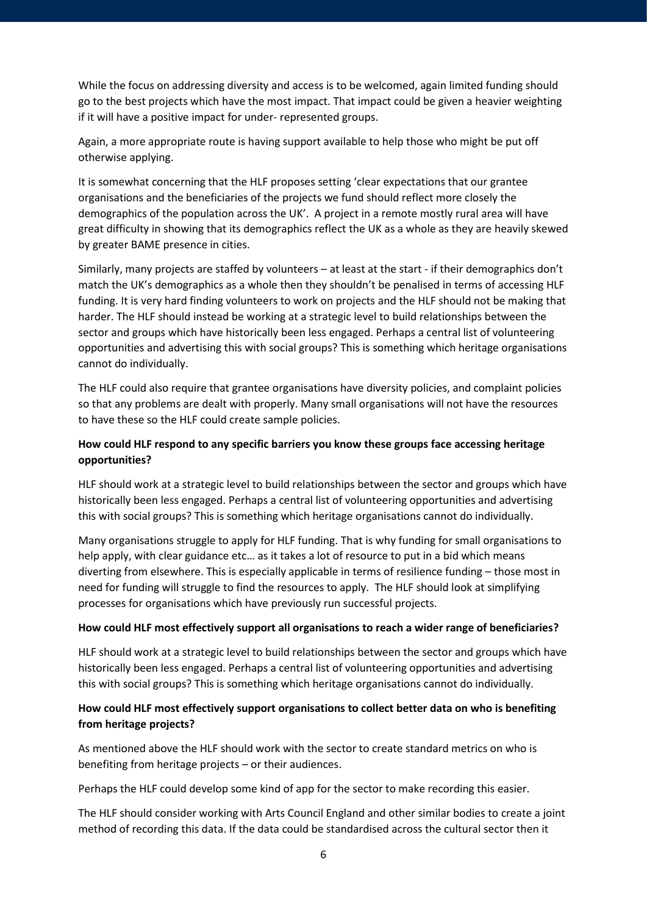While the focus on addressing diversity and access is to be welcomed, again limited funding should go to the best projects which have the most impact. That impact could be given a heavier weighting if it will have a positive impact for under- represented groups.

Again, a more appropriate route is having support available to help those who might be put off otherwise applying.

It is somewhat concerning that the HLF proposes setting 'clear expectations that our grantee organisations and the beneficiaries of the projects we fund should reflect more closely the demographics of the population across the UK'. A project in a remote mostly rural area will have great difficulty in showing that its demographics reflect the UK as a whole as they are heavily skewed by greater BAME presence in cities.

Similarly, many projects are staffed by volunteers – at least at the start - if their demographics don't match the UK's demographics as a whole then they shouldn't be penalised in terms of accessing HLF funding. It is very hard finding volunteers to work on projects and the HLF should not be making that harder. The HLF should instead be working at a strategic level to build relationships between the sector and groups which have historically been less engaged. Perhaps a central list of volunteering opportunities and advertising this with social groups? This is something which heritage organisations cannot do individually.

The HLF could also require that grantee organisations have diversity policies, and complaint policies so that any problems are dealt with properly. Many small organisations will not have the resources to have these so the HLF could create sample policies.

**How could HLF respond to any specific barriers you know these groups face accessing heritage opportunities?**

HLF should work at a strategic level to build relationships between the sector and groups which have historically been less engaged. Perhaps a central list of volunteering opportunities and advertising this with social groups? This is something which heritage organisations cannot do individually.

Many organisations struggle to apply for HLF funding. That is why funding for small organisations to help apply, with clear guidance etc… as it takes a lot of resource to put in a bid which means diverting from elsewhere. This is especially applicable in terms of resilience funding – those most in need for funding will struggle to find the resources to apply. The HLF should look at simplifying processes for organisations which have previously run successful projects.

**How could HLF most effectively support all organisations to reach a wider range of beneficiaries?**

HLF should work at a strategic level to build relationships between the sector and groups which have historically been less engaged. Perhaps a central list of volunteering opportunities and advertising this with social groups? This is something which heritage organisations cannot do individually.

**How could HLF most effectively support organisations to collect better data on who is benefiting from heritage projects?**

As mentioned above the HLF should work with the sector to create standard metrics on who is benefiting from heritage projects – or their audiences.

Perhaps the HLF could develop some kind of app for the sector to make recording this easier.

The HLF should consider working with Arts Council England and other similar bodies to create a joint method of recording this data. If the data could be standardised across the cultural sector then it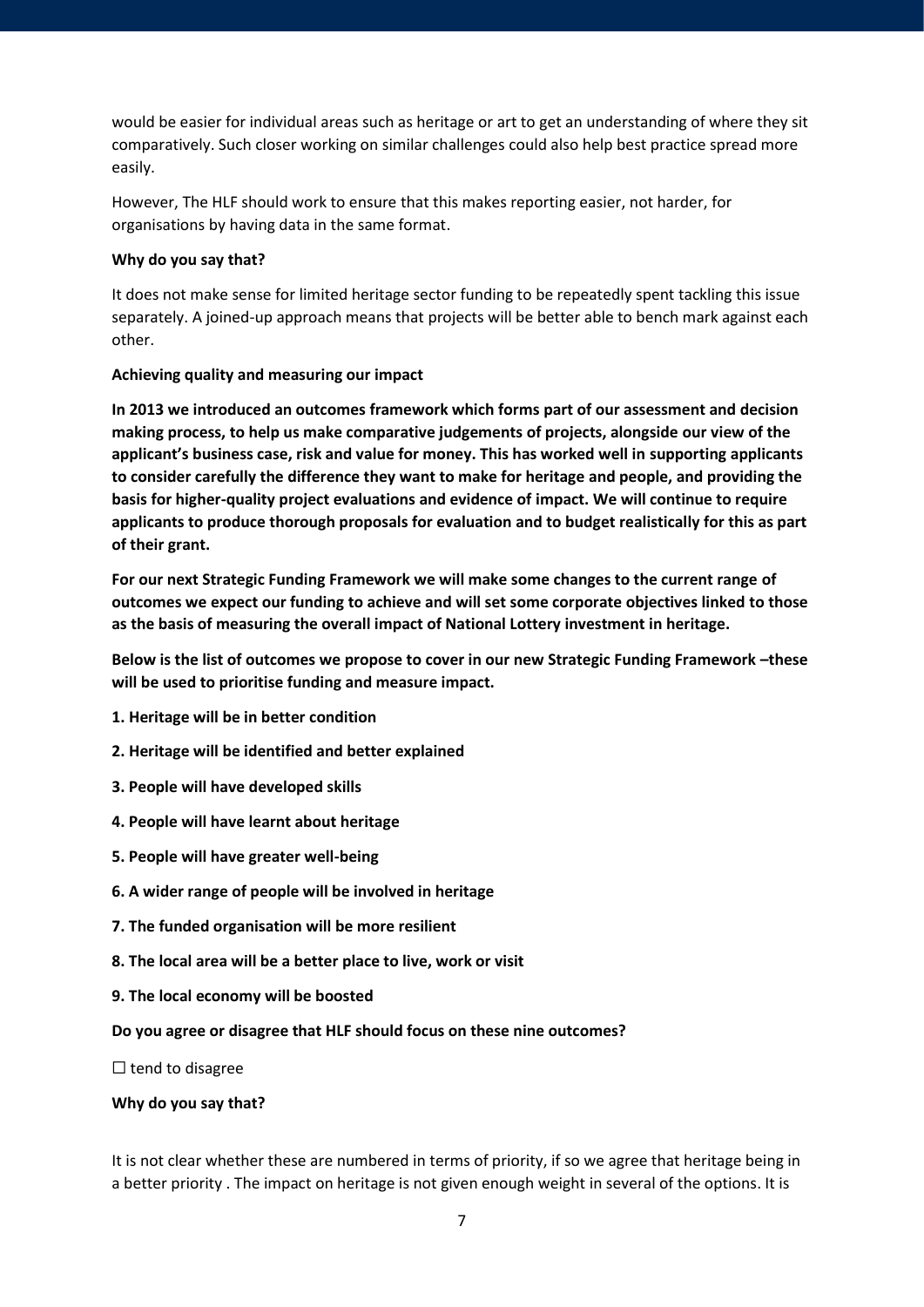would be easier for individual areas such as heritage or art to get an understanding of where they sit comparatively. Such closer working on similar challenges could also help best practice spread more easily.

However, The HLF should work to ensure that this makes reporting easier, not harder, for organisations by having data in the same format.

**Why do you say that?**

It does not make sense for limited heritage sector funding to be repeatedly spent tackling this issue separately. A joined-up approach means that projects will be better able to bench mark against each other.

**Achieving quality and measuring our impact**

**In 2013 we introduced an outcomes framework which forms part of our assessment and decision making process, to help us make comparative judgements of projects, alongside our view of the applicant's business case, risk and value for money. This has worked well in supporting applicants to consider carefully the difference they want to make for heritage and people, and providing the basis for higher-quality project evaluations and evidence of impact. We will continue to require applicants to produce thorough proposals for evaluation and to budget realistically for this as part of their grant.**

**For our next Strategic Funding Framework we will make some changes to the current range of outcomes we expect our funding to achieve and will set some corporate objectives linked to those as the basis of measuring the overall impact of National Lottery investment in heritage.**

**Below is the list of outcomes we propose to cover in our new Strategic Funding Framework –these will be used to prioritise funding and measure impact.**

**1. Heritage will be in better condition**

**2. Heritage will be identified and better explained**

**3. People will have developed skills**

**4. People will have learnt about heritage**

**5. People will have greater well-being**

**6. A wider range of people will be involved in heritage**

**7. The funded organisation will be more resilient**

**8. The local area will be a better place to live, work or visit**

**9. The local economy will be boosted**

**Do you agree or disagree that HLF should focus on these nine outcomes?**

☐ tend to disagree

**Why do you say that?**

It is not clear whether these are numbered in terms of priority, if so we agree that heritage being in a better priority . The impact on heritage is not given enough weight in several of the options. It is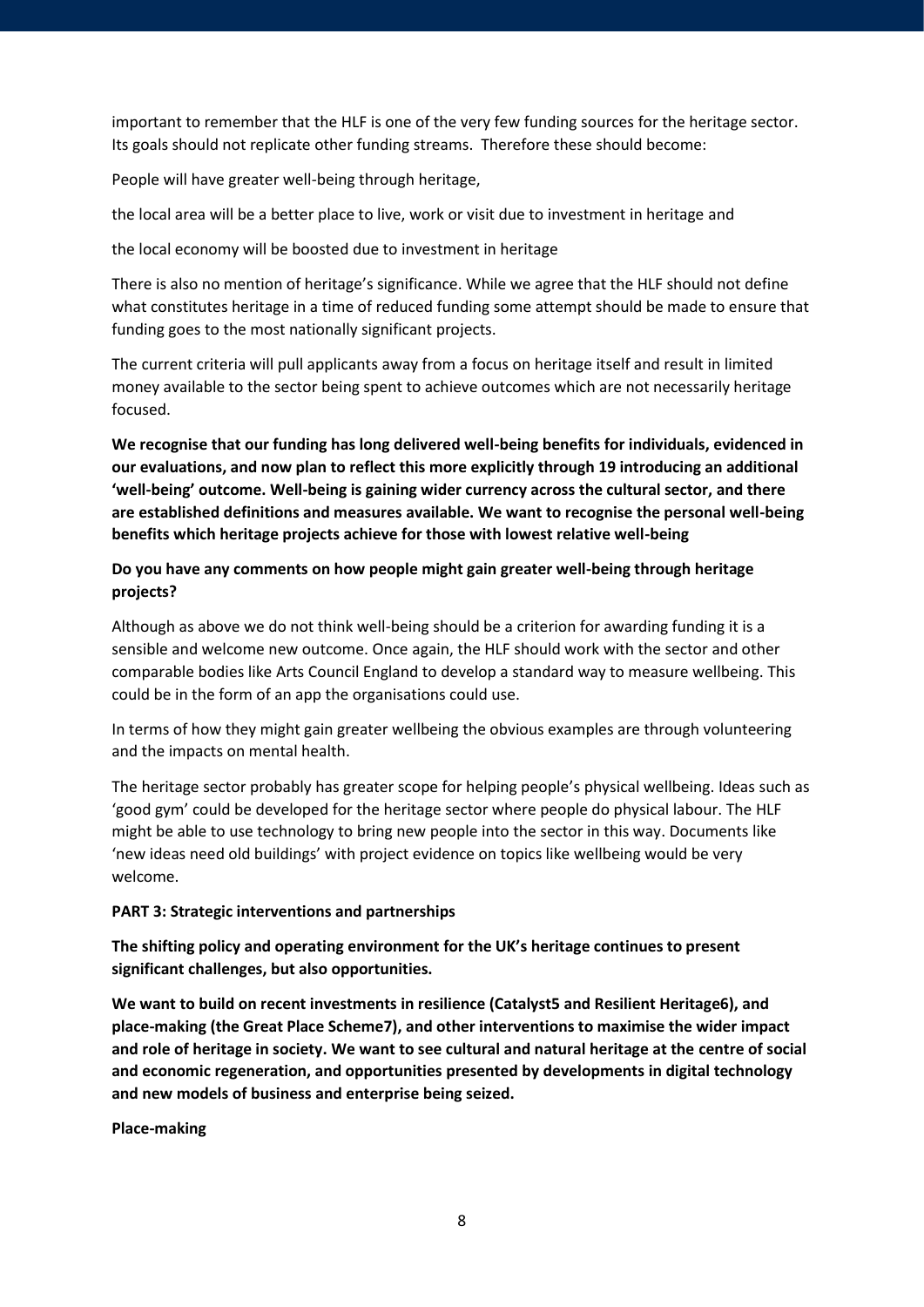important to remember that the HLF is one of the very few funding sources for the heritage sector. Its goals should not replicate other funding streams. Therefore these should become:

People will have greater well-being through heritage,

the local area will be a better place to live, work or visit due to investment in heritage and

the local economy will be boosted due to investment in heritage

There is also no mention of heritage's significance. While we agree that the HLF should not define what constitutes heritage in a time of reduced funding some attempt should be made to ensure that funding goes to the most nationally significant projects.

The current criteria will pull applicants away from a focus on heritage itself and result in limited money available to the sector being spent to achieve outcomes which are not necessarily heritage focused.

**We recognise that our funding has long delivered well-being benefits for individuals, evidenced in our evaluations, and now plan to reflect this more explicitly through 19 introducing an additional 'well-being' outcome. Well-being is gaining wider currency across the cultural sector, and there are established definitions and measures available. We want to recognise the personal well-being benefits which heritage projects achieve for those with lowest relative well-being**

**Do you have any comments on how people might gain greater well-being through heritage projects?**

Although as above we do not think well-being should be a criterion for awarding funding it is a sensible and welcome new outcome. Once again, the HLF should work with the sector and other comparable bodies like Arts Council England to develop a standard way to measure wellbeing. This could be in the form of an app the organisations could use.

In terms of how they might gain greater wellbeing the obvious examples are through volunteering and the impacts on mental health.

The heritage sector probably has greater scope for helping people's physical wellbeing. Ideas such as 'good gym' could be developed for the heritage sector where people do physical labour. The HLF might be able to use technology to bring new people into the sector in this way. Documents like 'new ideas need old buildings' with project evidence on topics like wellbeing would be very welcome.

**PART 3: Strategic interventions and partnerships**

**The shifting policy and operating environment for the UK's heritage continues to present significant challenges, but also opportunities.**

**We want to build on recent investments in resilience (Catalyst5 and Resilient Heritage6), and place-making (the Great Place Scheme7), and other interventions to maximise the wider impact and role of heritage in society. We want to see cultural and natural heritage at the centre of social and economic regeneration, and opportunities presented by developments in digital technology and new models of business and enterprise being seized.**

**Place-making**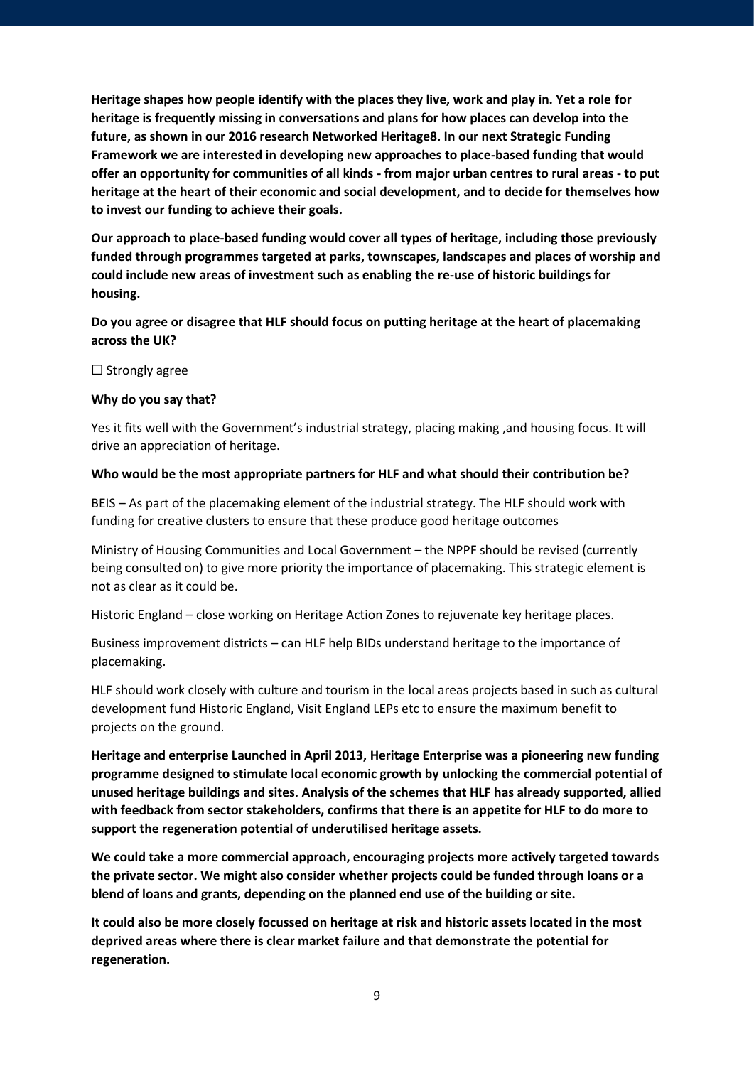**Heritage shapes how people identify with the places they live, work and play in. Yet a role for heritage is frequently missing in conversations and plans for how places can develop into the future, as shown in our 2016 research Networked Heritage8. In our next Strategic Funding Framework we are interested in developing new approaches to place-based funding that would offer an opportunity for communities of all kinds - from major urban centres to rural areas - to put heritage at the heart of their economic and social development, and to decide for themselves how to invest our funding to achieve their goals.**

**Our approach to place-based funding would cover all types of heritage, including those previously funded through programmes targeted at parks, townscapes, landscapes and places of worship and could include new areas of investment such as enabling the re-use of historic buildings for housing.**

**Do you agree or disagree that HLF should focus on putting heritage at the heart of placemaking across the UK?**

☐ Strongly agree

**Why do you say that?**

Yes it fits well with the Government's industrial strategy, placing making ,and housing focus. It will drive an appreciation of heritage.

**Who would be the most appropriate partners for HLF and what should their contribution be?**

BEIS – As part of the placemaking element of the industrial strategy. The HLF should work with funding for creative clusters to ensure that these produce good heritage outcomes

Ministry of Housing Communities and Local Government – the NPPF should be revised (currently being consulted on) to give more priority the importance of placemaking. This strategic element is not as clear as it could be.

Historic England – close working on Heritage Action Zones to rejuvenate key heritage places.

Business improvement districts – can HLF help BIDs understand heritage to the importance of placemaking.

HLF should work closely with culture and tourism in the local areas projects based in such as cultural development fund Historic England, Visit England LEPs etc to ensure the maximum benefit to projects on the ground.

**Heritage and enterprise Launched in April 2013, Heritage Enterprise was a pioneering new funding programme designed to stimulate local economic growth by unlocking the commercial potential of unused heritage buildings and sites. Analysis of the schemes that HLF has already supported, allied with feedback from sector stakeholders, confirms that there is an appetite for HLF to do more to support the regeneration potential of underutilised heritage assets.**

**We could take a more commercial approach, encouraging projects more actively targeted towards the private sector. We might also consider whether projects could be funded through loans or a blend of loans and grants, depending on the planned end use of the building or site.**

**It could also be more closely focussed on heritage at risk and historic assets located in the most deprived areas where there is clear market failure and that demonstrate the potential for regeneration.**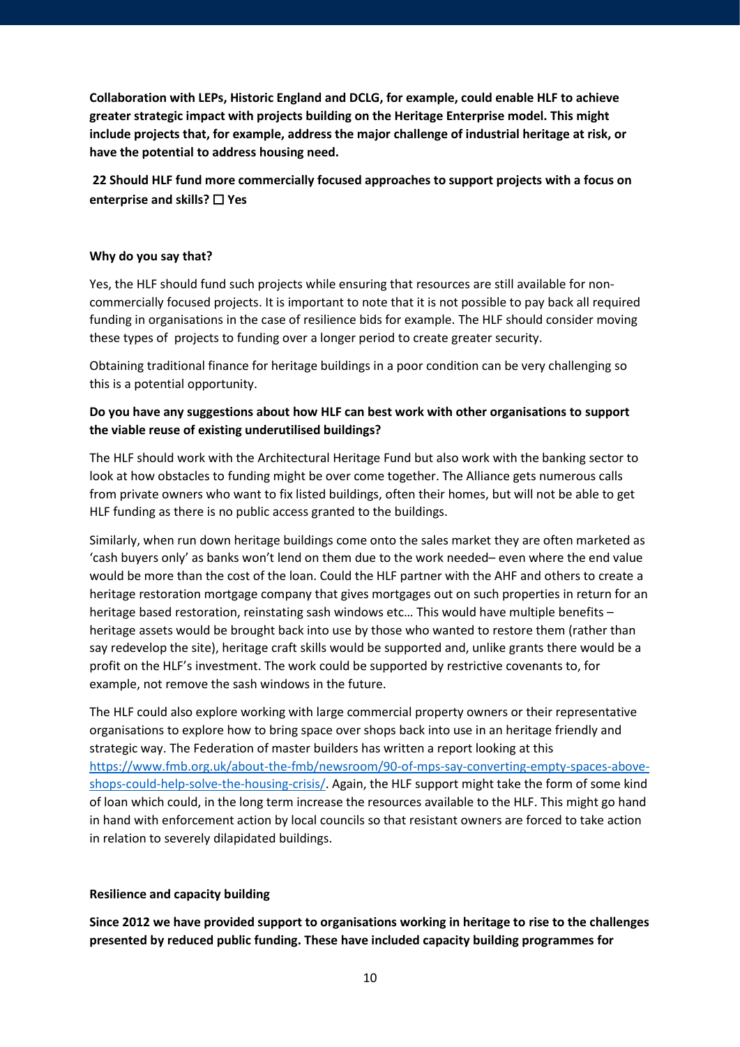**Collaboration with LEPs, Historic England and DCLG, for example, could enable HLF to achieve greater strategic impact with projects building on the Heritage Enterprise model. This might include projects that, for example, address the major challenge of industrial heritage at risk, or have the potential to address housing need.**

**22 Should HLF fund more commercially focused approaches to support projects with a focus on enterprise and skills? ☐ Yes**

**Why do you say that?**

Yes, the HLF should fund such projects while ensuring that resources are still available for non-commercially focused projects. It is important to note that it is not possible to pay back all required funding in organisations in the case of resilience bids for example. The HLF should consider moving these types of projects to funding over a longer period to create greater security.

Obtaining traditional finance for heritage buildings in a poor condition can be very challenging so this is a potential opportunity.

**Do you have any suggestions about how HLF can best work with other organisations to support the viable reuse of existing underutilised buildings?**

The HLF should work with the Architectural Heritage Fund but also work with the banking sector to look at how obstacles to funding might be over come together. The Alliance gets numerous calls from private owners who want to fix listed buildings, often their homes, but will not be able to get HLF funding as there is no public access granted to the buildings.

Similarly, when run down heritage buildings come onto the sales market they are often marketed as 'cash buyers only' as banks won't lend on them due to the work needed– even where the end value would be more than the cost of the loan. Could the HLF partner with the AHF and others to create a heritage restoration mortgage company that gives mortgages out on such properties in return for an heritage based restoration, reinstating sash windows etc… This would have multiple benefits – heritage assets would be brought back into use by those who wanted to restore them (rather than say redevelop the site), heritage craft skills would be supported and, unlike grants there would be a profit on the HLF's investment. The work could be supported by restrictive covenants to, for example, not remove the sash windows in the future.

The HLF could also explore working with large commercial property owners or their representative organisations to explore how to bring space over shops back into use in an heritage friendly and strategic way. The Federation of master builders has written a report looking at this [https://www.fmb.org.uk/about-the-fmb/newsroom/90-of-mps-say-converting-empty-spaces-above-shops-could-help-solve-the-housing-crisis/](https://www.fmb.org.uk/about-the-fmb/newsroom/90-of-mps-say-converting-empty-spaces-above-shops-could-help-solve-the-housing-crisis/). Again, the HLF support might take the form of some kind of loan which could, in the long term increase the resources available to the HLF. This might go hand in hand with enforcement action by local councils so that resistant owners are forced to take action in relation to severely dilapidated buildings.

**Resilience and capacity building**

**Since 2012 we have provided support to organisations working in heritage to rise to the challenges presented by reduced public funding. These have included capacity building programmes for**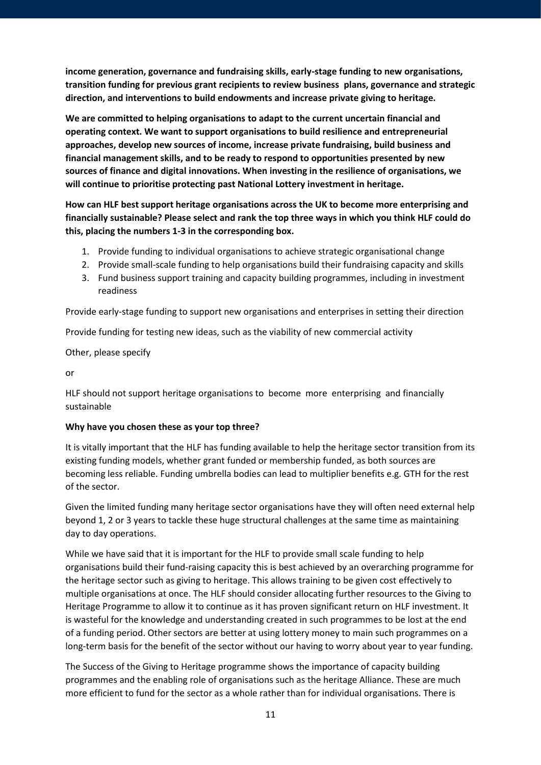**income generation, governance and fundraising skills, early-stage funding to new organisations, transition funding for previous grant recipients to review business plans, governance and strategic direction, and interventions to build endowments and increase private giving to heritage.**

**We are committed to helping organisations to adapt to the current uncertain financial and operating context. We want to support organisations to build resilience and entrepreneurial approaches, develop new sources of income, increase private fundraising, build business and financial management skills, and to be ready to respond to opportunities presented by new sources of finance and digital innovations. When investing in the resilience of organisations, we will continue to prioritise protecting past National Lottery investment in heritage.**

**How can HLF best support heritage organisations across the UK to become more enterprising and financially sustainable? Please select and rank the top three ways in which you think HLF could do this, placing the numbers 1-3 in the corresponding box.**

1. Provide funding to individual organisations to achieve strategic organisational change
2. Provide small-scale funding to help organisations build their fundraising capacity and skills
3. Fund business support training and capacity building programmes, including in investment readiness

Provide early-stage funding to support new organisations and enterprises in setting their direction

Provide funding for testing new ideas, such as the viability of new commercial activity

Other, please specify

or

HLF should not support heritage organisations to become more enterprising and financially sustainable

**Why have you chosen these as your top three?**

It is vitally important that the HLF has funding available to help the heritage sector transition from its existing funding models, whether grant funded or membership funded, as both sources are becoming less reliable. Funding umbrella bodies can lead to multiplier benefits e.g. GTH for the rest of the sector.

Given the limited funding many heritage sector organisations have they will often need external help beyond 1, 2 or 3 years to tackle these huge structural challenges at the same time as maintaining day to day operations.

While we have said that it is important for the HLF to provide small scale funding to help organisations build their fund-raising capacity this is best achieved by an overarching programme for the heritage sector such as giving to heritage. This allows training to be given cost effectively to multiple organisations at once. The HLF should consider allocating further resources to the Giving to Heritage Programme to allow it to continue as it has proven significant return on HLF investment. It is wasteful for the knowledge and understanding created in such programmes to be lost at the end of a funding period. Other sectors are better at using lottery money to main such programmes on a long-term basis for the benefit of the sector without our having to worry about year to year funding.

The Success of the Giving to Heritage programme shows the importance of capacity building programmes and the enabling role of organisations such as the heritage Alliance. These are much more efficient to fund for the sector as a whole rather than for individual organisations. There is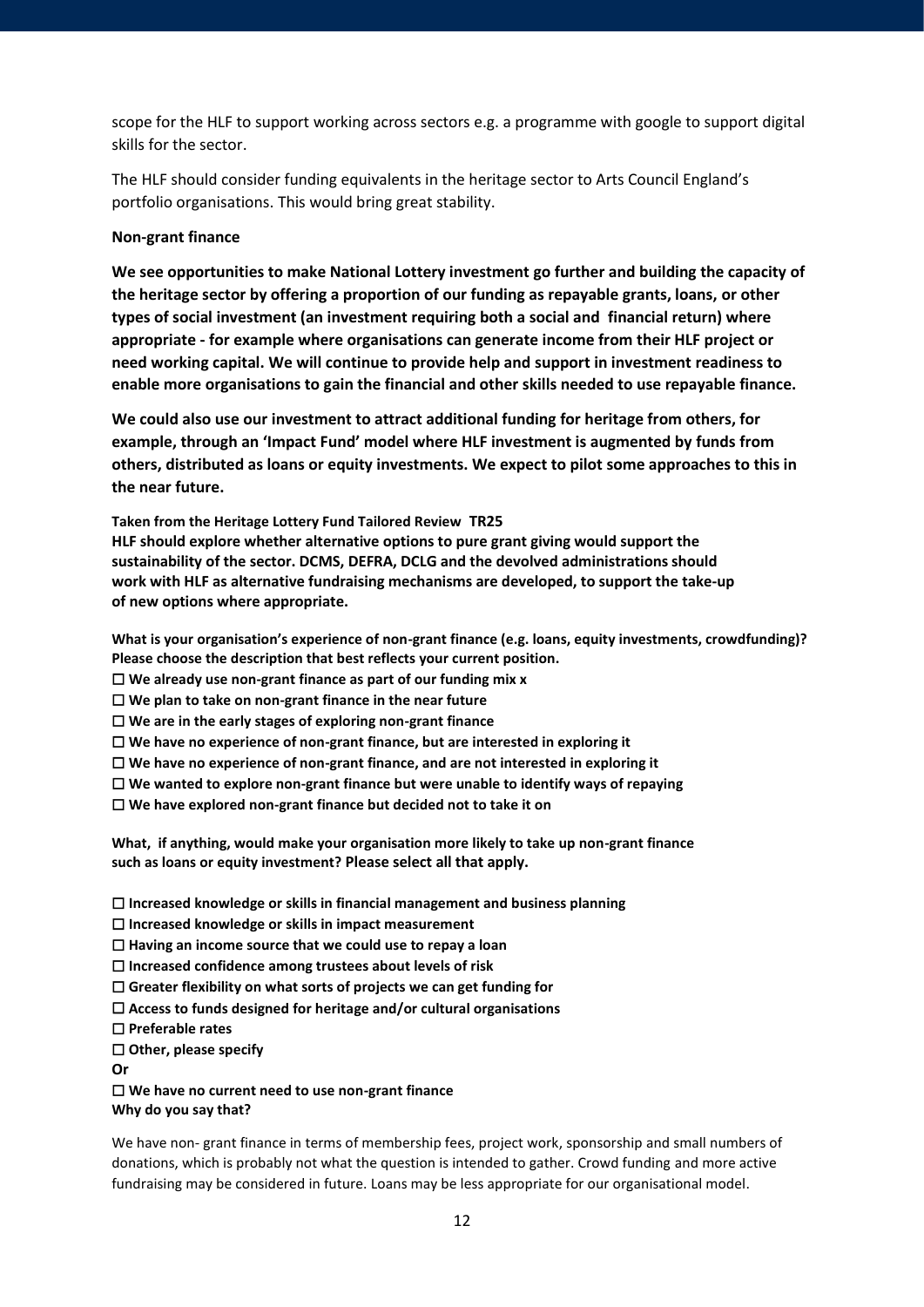scope for the HLF to support working across sectors e.g. a programme with google to support digital skills for the sector.

The HLF should consider funding equivalents in the heritage sector to Arts Council England's portfolio organisations. This would bring great stability.

**Non-grant finance**

**We see opportunities to make National Lottery investment go further and building the capacity of the heritage sector by offering a proportion of our funding as repayable grants, loans, or other types of social investment (an investment requiring both a social and financial return) where appropriate - for example where organisations can generate income from their HLF project or need working capital. We will continue to provide help and support in investment readiness to enable more organisations to gain the financial and other skills needed to use repayable finance.**

**We could also use our investment to attract additional funding for heritage from others, for example, through an 'Impact Fund' model where HLF investment is augmented by funds from others, distributed as loans or equity investments. We expect to pilot some approaches to this in the near future.**

**Taken from the Heritage Lottery Fund Tailored Review TR25**
**HLF should explore whether alternative options to pure grant giving would support the sustainability of the sector. DCMS, DEFRA, DCLG and the devolved administrations should work with HLF as alternative fundraising mechanisms are developed, to support the take-up of new options where appropriate.**

**What is your organisation's experience of non-grant finance (e.g. loans, equity investments, crowdfunding)? Please choose the description that best reflects your current position.**

- ☐ **We already use non-grant finance as part of our funding mix x**
- ☐ **We plan to take on non-grant finance in the near future**
- ☐ **We are in the early stages of exploring non-grant finance**
- ☐ **We have no experience of non-grant finance, but are interested in exploring it**
- ☐ **We have no experience of non-grant finance, and are not interested in exploring it**
- ☐ **We wanted to explore non-grant finance but were unable to identify ways of repaying**
- ☐ **We have explored non-grant finance but decided not to take it on**

**What, if anything, would make your organisation more likely to take up non-grant finance such as loans or equity investment? Please select all that apply.**

- ☐ **Increased knowledge or skills in financial management and business planning**
- ☐ **Increased knowledge or skills in impact measurement**
- ☐ **Having an income source that we could use to repay a loan**
- ☐ **Increased confidence among trustees about levels of risk**
- ☐ **Greater flexibility on what sorts of projects we can get funding for**
- ☐ **Access to funds designed for heritage and/or cultural organisations**
- ☐ **Preferable rates**
- ☐ **Other, please specify**

**Or**

- ☐ **We have no current need to use non-grant finance**

**Why do you say that?**

We have non- grant finance in terms of membership fees, project work, sponsorship and small numbers of donations, which is probably not what the question is intended to gather. Crowd funding and more active fundraising may be considered in future. Loans may be less appropriate for our organisational model.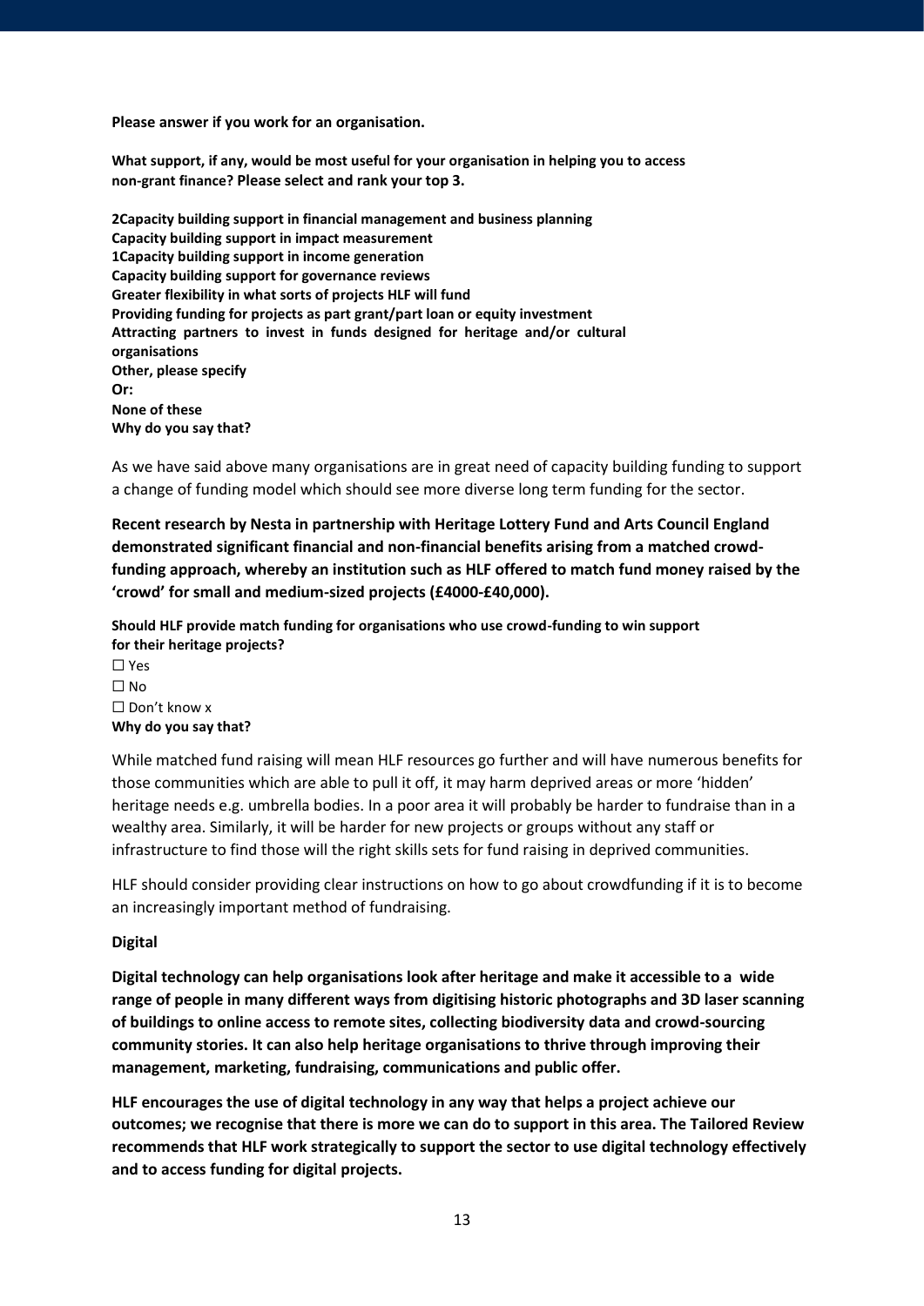**Please answer if you work for an organisation.**

**What support, if any, would be most useful for your organisation in helping you to access non-grant finance? Please select and rank your top 3.**

**2Capacity building support in financial management and business planning**
**Capacity building support in impact measurement**
**1Capacity building support in income generation**
**Capacity building support for governance reviews**
**Greater flexibility in what sorts of projects HLF will fund**
**Providing funding for projects as part grant/part loan or equity investment**
**Attracting partners to invest in funds designed for heritage and/or cultural organisations**
**Other, please specify**
**Or:**
**None of these**
**Why do you say that?**

As we have said above many organisations are in great need of capacity building funding to support a change of funding model which should see more diverse long term funding for the sector.

**Recent research by Nesta in partnership with Heritage Lottery Fund and Arts Council England demonstrated significant financial and non-financial benefits arising from a matched crowd-funding approach, whereby an institution such as HLF offered to match fund money raised by the 'crowd' for small and medium-sized projects (£4000-£40,000).**

**Should HLF provide match funding for organisations who use crowd-funding to win support for their heritage projects?**

☐ Yes
☐ No
☐ Don't know x

**Why do you say that?**

While matched fund raising will mean HLF resources go further and will have numerous benefits for those communities which are able to pull it off, it may harm deprived areas or more 'hidden' heritage needs e.g. umbrella bodies. In a poor area it will probably be harder to fundraise than in a wealthy area. Similarly, it will be harder for new projects or groups without any staff or infrastructure to find those will the right skills sets for fund raising in deprived communities.

HLF should consider providing clear instructions on how to go about crowdfunding if it is to become an increasingly important method of fundraising.

**Digital**

**Digital technology can help organisations look after heritage and make it accessible to a wide range of people in many different ways from digitising historic photographs and 3D laser scanning of buildings to online access to remote sites, collecting biodiversity data and crowd-sourcing community stories. It can also help heritage organisations to thrive through improving their management, marketing, fundraising, communications and public offer.**

**HLF encourages the use of digital technology in any way that helps a project achieve our outcomes; we recognise that there is more we can do to support in this area. The Tailored Review recommends that HLF work strategically to support the sector to use digital technology effectively and to access funding for digital projects.**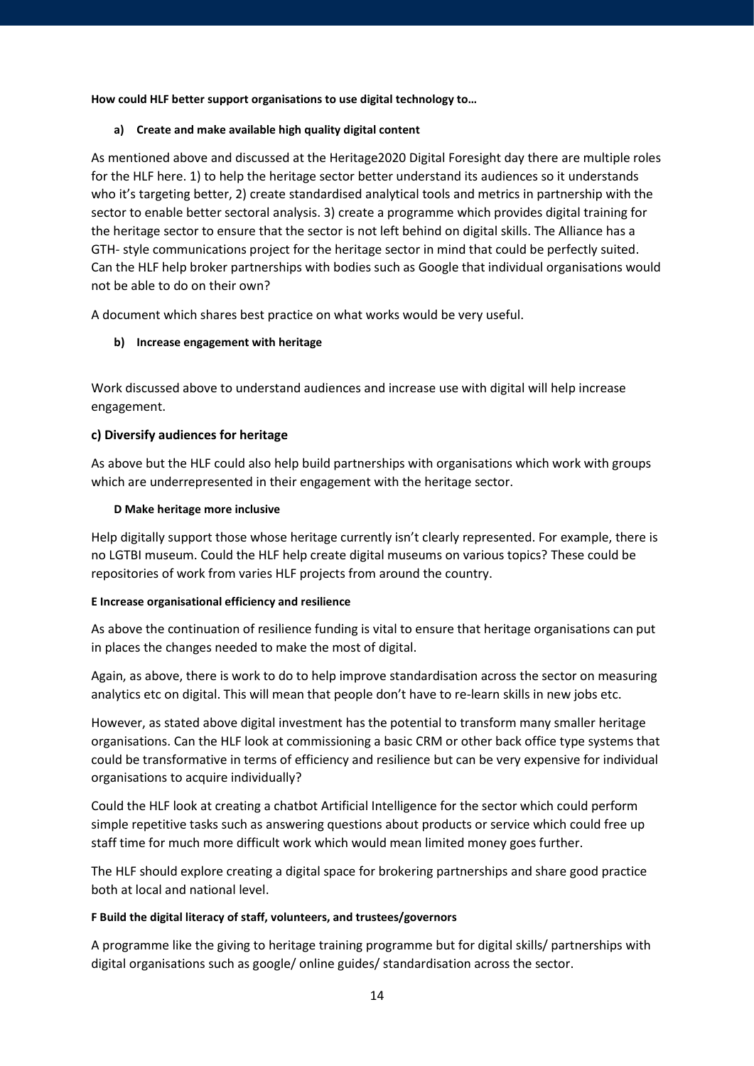**How could HLF better support organisations to use digital technology to…**

**a) Create and make available high quality digital content**

As mentioned above and discussed at the Heritage2020 Digital Foresight day there are multiple roles for the HLF here. 1) to help the heritage sector better understand its audiences so it understands who it's targeting better, 2) create standardised analytical tools and metrics in partnership with the sector to enable better sectoral analysis. 3) create a programme which provides digital training for the heritage sector to ensure that the sector is not left behind on digital skills. The Alliance has a GTH- style communications project for the heritage sector in mind that could be perfectly suited. Can the HLF help broker partnerships with bodies such as Google that individual organisations would not be able to do on their own?

A document which shares best practice on what works would be very useful.

**b) Increase engagement with heritage**

Work discussed above to understand audiences and increase use with digital will help increase engagement.

**c) Diversify audiences for heritage**

As above but the HLF could also help build partnerships with organisations which work with groups which are underrepresented in their engagement with the heritage sector.

**D Make heritage more inclusive**

Help digitally support those whose heritage currently isn't clearly represented. For example, there is no LGTBI museum. Could the HLF help create digital museums on various topics? These could be repositories of work from varies HLF projects from around the country.

**E Increase organisational efficiency and resilience**

As above the continuation of resilience funding is vital to ensure that heritage organisations can put in places the changes needed to make the most of digital.

Again, as above, there is work to do to help improve standardisation across the sector on measuring analytics etc on digital. This will mean that people don't have to re-learn skills in new jobs etc.

However, as stated above digital investment has the potential to transform many smaller heritage organisations. Can the HLF look at commissioning a basic CRM or other back office type systems that could be transformative in terms of efficiency and resilience but can be very expensive for individual organisations to acquire individually?

Could the HLF look at creating a chatbot Artificial Intelligence for the sector which could perform simple repetitive tasks such as answering questions about products or service which could free up staff time for much more difficult work which would mean limited money goes further.

The HLF should explore creating a digital space for brokering partnerships and share good practice both at local and national level.

**F Build the digital literacy of staff, volunteers, and trustees/governors**

A programme like the giving to heritage training programme but for digital skills/ partnerships with digital organisations such as google/ online guides/ standardisation across the sector.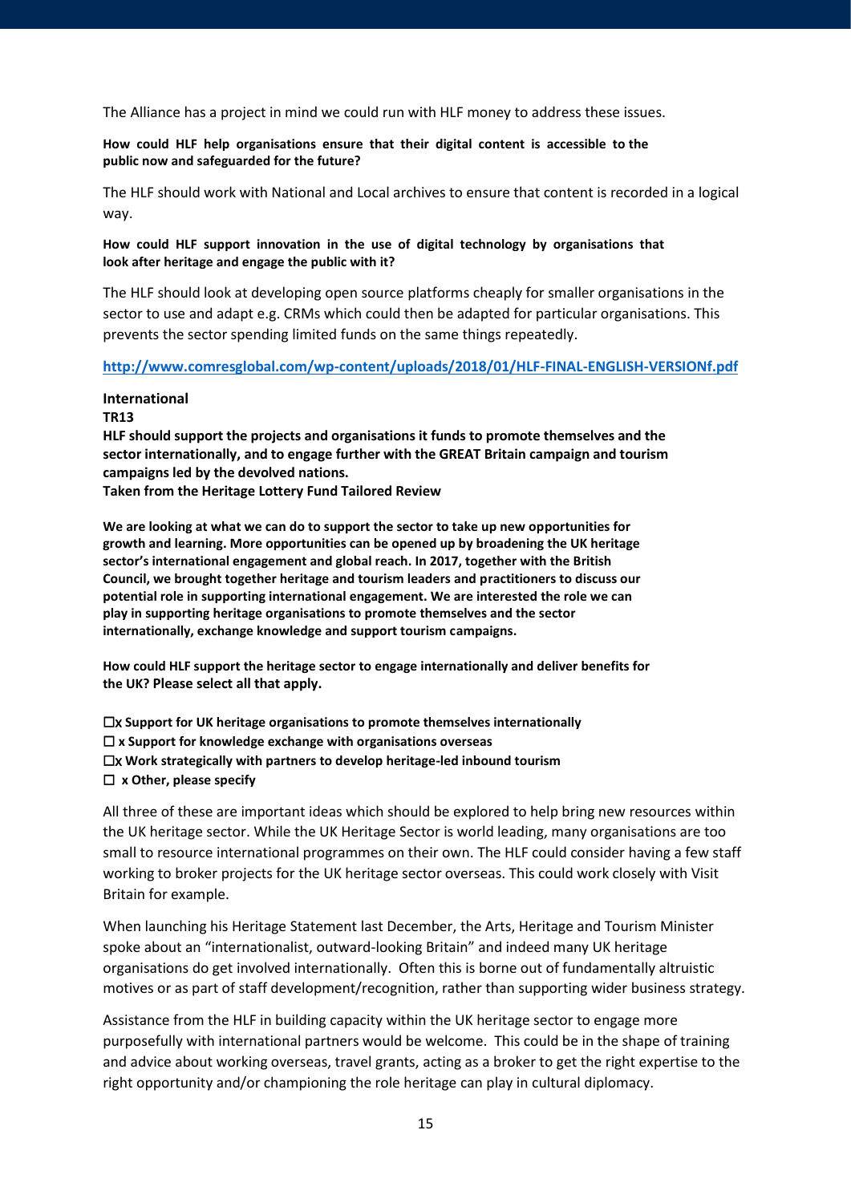The Alliance has a project in mind we could run with HLF money to address these issues.

**How could HLF help organisations ensure that their digital content is accessible to the public now and safeguarded for the future?**

The HLF should work with National and Local archives to ensure that content is recorded in a logical way.

**How could HLF support innovation in the use of digital technology by organisations that look after heritage and engage the public with it?**

The HLF should look at developing open source platforms cheaply for smaller organisations in the sector to use and adapt e.g. CRMs which could then be adapted for particular organisations. This prevents the sector spending limited funds on the same things repeatedly.

http://www.comresglobal.com/wp-content/uploads/2018/01/HLF-FINAL-ENGLISH-VERSIONf.pdf

**International**
**TR13**
**HLF should support the projects and organisations it funds to promote themselves and the sector internationally, and to engage further with the GREAT Britain campaign and tourism campaigns led by the devolved nations.**
**Taken from the Heritage Lottery Fund Tailored Review**

**We are looking at what we can do to support the sector to take up new opportunities for growth and learning. More opportunities can be opened up by broadening the UK heritage sector's international engagement and global reach. In 2017, together with the British Council, we brought together heritage and tourism leaders and practitioners to discuss our potential role in supporting international engagement. We are interested the role we can play in supporting heritage organisations to promote themselves and the sector internationally, exchange knowledge and support tourism campaigns.**

**How could HLF support the heritage sector to engage internationally and deliver benefits for the UK? Please select all that apply.**

☐x **Support for UK heritage organisations to promote themselves internationally**
☐ x **Support for knowledge exchange with organisations overseas**
☐x **Work strategically with partners to develop heritage-led inbound tourism**
☐ x **Other, please specify**

All three of these are important ideas which should be explored to help bring new resources within the UK heritage sector. While the UK Heritage Sector is world leading, many organisations are too small to resource international programmes on their own. The HLF could consider having a few staff working to broker projects for the UK heritage sector overseas. This could work closely with Visit Britain for example.

When launching his Heritage Statement last December, the Arts, Heritage and Tourism Minister spoke about an "internationalist, outward-looking Britain" and indeed many UK heritage organisations do get involved internationally. Often this is borne out of fundamentally altruistic motives or as part of staff development/recognition, rather than supporting wider business strategy.

Assistance from the HLF in building capacity within the UK heritage sector to engage more purposefully with international partners would be welcome. This could be in the shape of training and advice about working overseas, travel grants, acting as a broker to get the right expertise to the right opportunity and/or championing the role heritage can play in cultural diplomacy.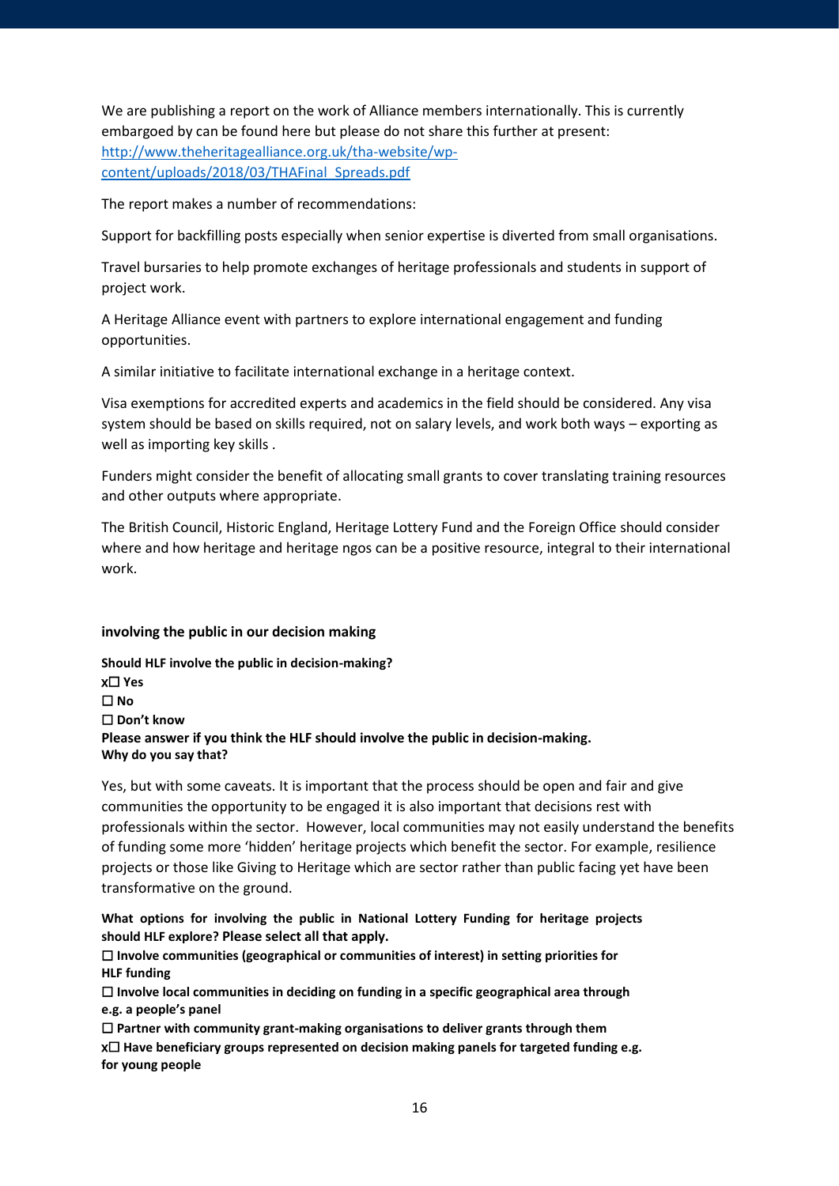We are publishing a report on the work of Alliance members internationally. This is currently embargoed by can be found here but please do not share this further at present: [http://www.theheritagealliance.org.uk/tha-website/wp-content/uploads/2018/03/THAFinal_Spreads.pdf](http://www.theheritagealliance.org.uk/tha-website/wp-content/uploads/2018/03/THAFinal_Spreads.pdf)

The report makes a number of recommendations:

Support for backfilling posts especially when senior expertise is diverted from small organisations.

Travel bursaries to help promote exchanges of heritage professionals and students in support of project work.

A Heritage Alliance event with partners to explore international engagement and funding opportunities.

A similar initiative to facilitate international exchange in a heritage context.

Visa exemptions for accredited experts and academics in the field should be considered. Any visa system should be based on skills required, not on salary levels, and work both ways – exporting as well as importing key skills .

Funders might consider the benefit of allocating small grants to cover translating training resources and other outputs where appropriate.

The British Council, Historic England, Heritage Lottery Fund and the Foreign Office should consider where and how heritage and heritage ngos can be a positive resource, integral to their international work.

#### involving the public in our decision making

**Should HLF involve the public in decision-making?**
**x☐ Yes**
**☐ No**
**☐ Don't know**
**Please answer if you think the HLF should involve the public in decision-making.**
**Why do you say that?**

Yes, but with some caveats. It is important that the process should be open and fair and give communities the opportunity to be engaged it is also important that decisions rest with professionals within the sector. However, local communities may not easily understand the benefits of funding some more 'hidden' heritage projects which benefit the sector. For example, resilience projects or those like Giving to Heritage which are sector rather than public facing yet have been transformative on the ground.

**What options for involving the public in National Lottery Funding for heritage projects should HLF explore? Please select all that apply.**
**☐ Involve communities (geographical or communities of interest) in setting priorities for HLF funding**
**☐ Involve local communities in deciding on funding in a specific geographical area through e.g. a people's panel**
**☐ Partner with community grant-making organisations to deliver grants through them**
**x☐ Have beneficiary groups represented on decision making panels for targeted funding e.g. for young people**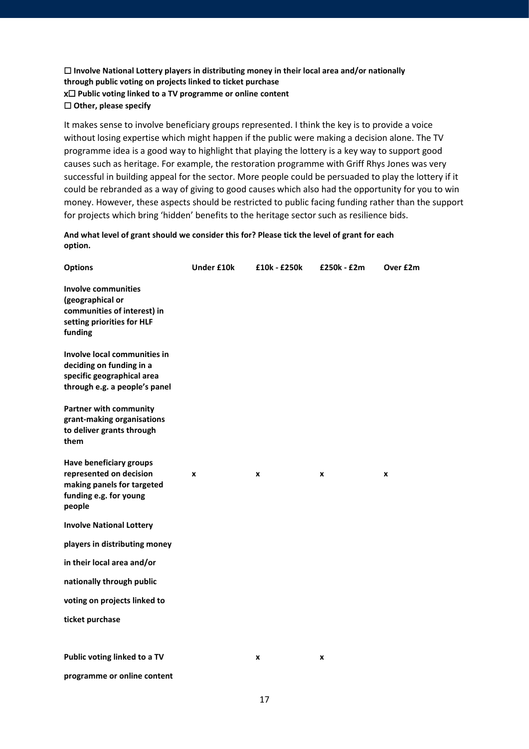**☐ Involve National Lottery players in distributing money in their local area and/or nationally through public voting on projects linked to ticket purchase**
**x☐ Public voting linked to a TV programme or online content**
**☐ Other, please specify**

It makes sense to involve beneficiary groups represented. I think the key is to provide a voice without losing expertise which might happen if the public were making a decision alone. The TV programme idea is a good way to highlight that playing the lottery is a key way to support good causes such as heritage. For example, the restoration programme with Griff Rhys Jones was very successful in building appeal for the sector. More people could be persuaded to play the lottery if it could be rebranded as a way of giving to good causes which also had the opportunity for you to win money. However, these aspects should be restricted to public facing funding rather than the support for projects which bring 'hidden' benefits to the heritage sector such as resilience bids.

**And what level of grant should we consider this for? Please tick the level of grant for each option.**

| Options | Under £10k | £10k - £250k | £250k - £2m | Over £2m |
|---|---|---|---|---|
| **Involve communities (geographical or communities of interest) in setting priorities for HLF funding** | | | | |
| **Involve local communities in deciding on funding in a specific geographical area through e.g. a people's panel** | | | | |
| **Partner with community grant-making organisations to deliver grants through them** | | | | |
| **Have beneficiary groups represented on decision making panels for targeted funding e.g. for young people** | x | x | x | x |
| **Involve National Lottery players in distributing money in their local area and/or nationally through public voting on projects linked to ticket purchase** | | | | |
| **Public voting linked to a TV programme or online content** | | x | x | |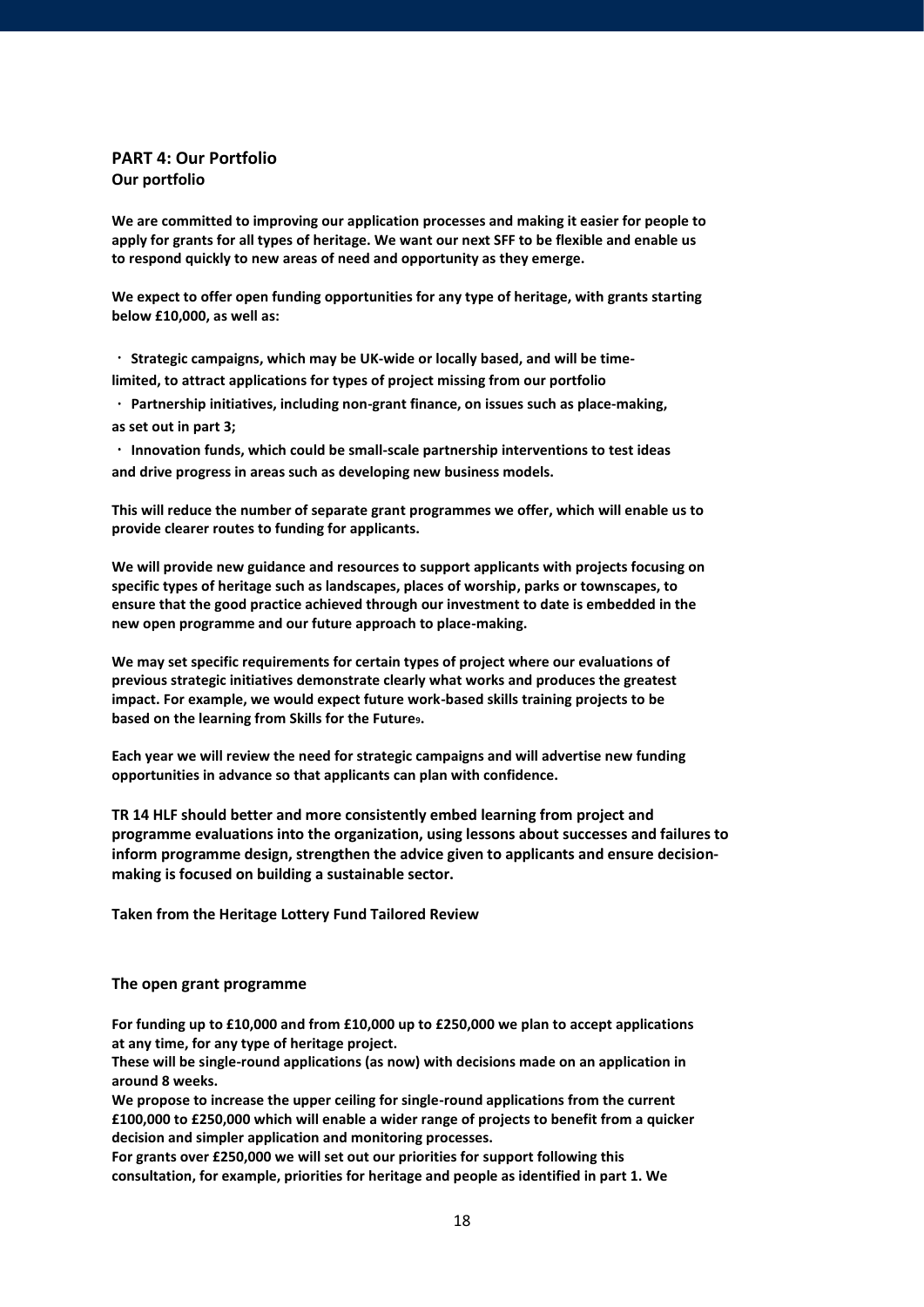## PART 4: Our Portfolio

### Our portfolio

**We are committed to improving our application processes and making it easier for people to apply for grants for all types of heritage. We want our next SFF to be flexible and enable us to respond quickly to new areas of need and opportunity as they emerge.**

**We expect to offer open funding opportunities for any type of heritage, with grants starting below £10,000, as well as:**

- **Strategic campaigns, which may be UK-wide or locally based, and will be time-limited, to attract applications for types of project missing from our portfolio**
- **Partnership initiatives, including non-grant finance, on issues such as place-making, as set out in part 3;**
- **Innovation funds, which could be small-scale partnership interventions to test ideas and drive progress in areas such as developing new business models.**

**This will reduce the number of separate grant programmes we offer, which will enable us to provide clearer routes to funding for applicants.**

**We will provide new guidance and resources to support applicants with projects focusing on specific types of heritage such as landscapes, places of worship, parks or townscapes, to ensure that the good practice achieved through our investment to date is embedded in the new open programme and our future approach to place-making.**

**We may set specific requirements for certain types of project where our evaluations of previous strategic initiatives demonstrate clearly what works and produces the greatest impact. For example, we would expect future work-based skills training projects to be based on the learning from Skills for the Future[9].**

**Each year we will review the need for strategic campaigns and will advertise new funding opportunities in advance so that applicants can plan with confidence.**

**TR 14 HLF should better and more consistently embed learning from project and programme evaluations into the organization, using lessons about successes and failures to inform programme design, strengthen the advice given to applicants and ensure decision-making is focused on building a sustainable sector.**

**Taken from the Heritage Lottery Fund Tailored Review**

### The open grant programme

**For funding up to £10,000 and from £10,000 up to £250,000 we plan to accept applications at any time, for any type of heritage project.**
**These will be single-round applications (as now) with decisions made on an application in around 8 weeks.**
**We propose to increase the upper ceiling for single-round applications from the current £100,000 to £250,000 which will enable a wider range of projects to benefit from a quicker decision and simpler application and monitoring processes.**
**For grants over £250,000 we will set out our priorities for support following this consultation, for example, priorities for heritage and people as identified in part 1. We**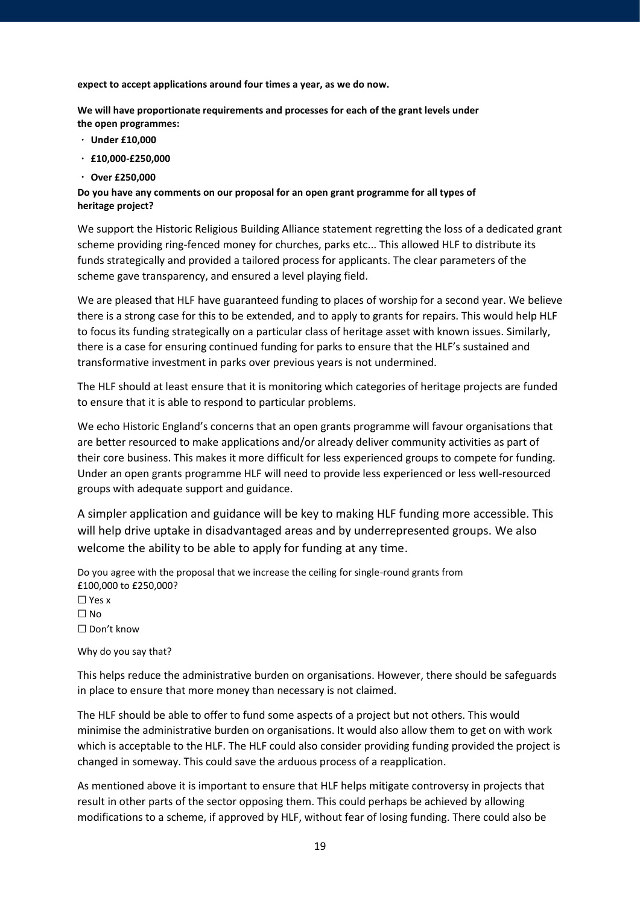**expect to accept applications around four times a year, as we do now.**

**We will have proportionate requirements and processes for each of the grant levels under the open programmes:**

- **Under £10,000**
- **£10,000-£250,000**
- **Over £250,000**

**Do you have any comments on our proposal for an open grant programme for all types of heritage project?**

We support the Historic Religious Building Alliance statement regretting the loss of a dedicated grant scheme providing ring-fenced money for churches, parks etc... This allowed HLF to distribute its funds strategically and provided a tailored process for applicants. The clear parameters of the scheme gave transparency, and ensured a level playing field.

We are pleased that HLF have guaranteed funding to places of worship for a second year. We believe there is a strong case for this to be extended, and to apply to grants for repairs. This would help HLF to focus its funding strategically on a particular class of heritage asset with known issues. Similarly, there is a case for ensuring continued funding for parks to ensure that the HLF's sustained and transformative investment in parks over previous years is not undermined.

The HLF should at least ensure that it is monitoring which categories of heritage projects are funded to ensure that it is able to respond to particular problems.

We echo Historic England's concerns that an open grants programme will favour organisations that are better resourced to make applications and/or already deliver community activities as part of their core business. This makes it more difficult for less experienced groups to compete for funding. Under an open grants programme HLF will need to provide less experienced or less well-resourced groups with adequate support and guidance.

A simpler application and guidance will be key to making HLF funding more accessible. This will help drive uptake in disadvantaged areas and by underrepresented groups. We also welcome the ability to be able to apply for funding at any time.

Do you agree with the proposal that we increase the ceiling for single-round grants from £100,000 to £250,000?

☐ Yes x
☐ No
☐ Don't know

Why do you say that?

This helps reduce the administrative burden on organisations. However, there should be safeguards in place to ensure that more money than necessary is not claimed.

The HLF should be able to offer to fund some aspects of a project but not others. This would minimise the administrative burden on organisations. It would also allow them to get on with work which is acceptable to the HLF. The HLF could also consider providing funding provided the project is changed in someway. This could save the arduous process of a reapplication.

As mentioned above it is important to ensure that HLF helps mitigate controversy in projects that result in other parts of the sector opposing them. This could perhaps be achieved by allowing modifications to a scheme, if approved by HLF, without fear of losing funding. There could also be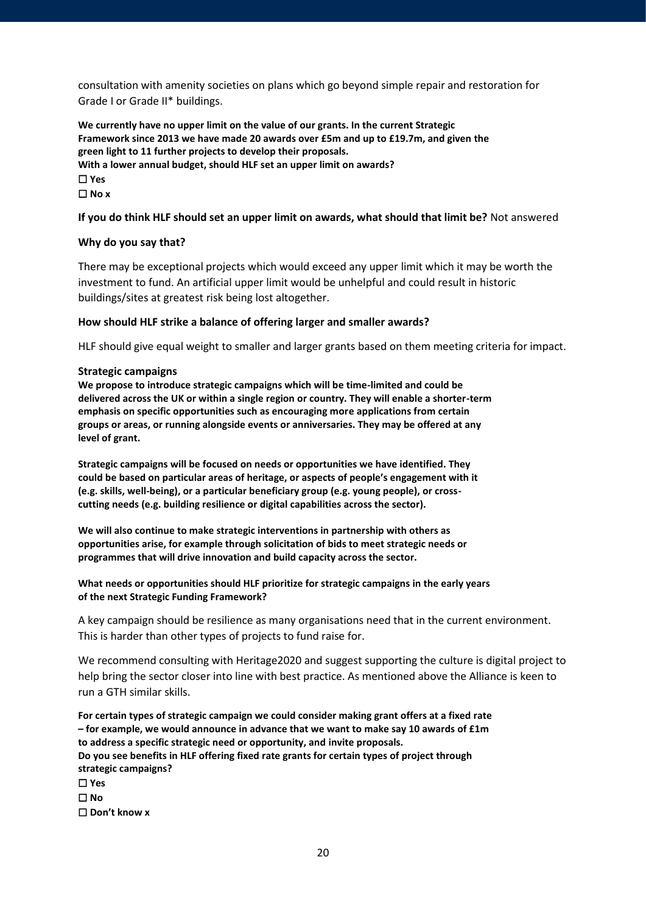consultation with amenity societies on plans which go beyond simple repair and restoration for Grade I or Grade II* buildings.

**We currently have no upper limit on the value of our grants. In the current Strategic Framework since 2013 we have made 20 awards over £5m and up to £19.7m, and given the green light to 11 further projects to develop their proposals.**
**With a lower annual budget, should HLF set an upper limit on awards?**
**☐ Yes**
**☐ No x**

**If you do think HLF should set an upper limit on awards, what should that limit be?** Not answered

**Why do you say that?**

There may be exceptional projects which would exceed any upper limit which it may be worth the investment to fund. An artificial upper limit would be unhelpful and could result in historic buildings/sites at greatest risk being lost altogether.

**How should HLF strike a balance of offering larger and smaller awards?**

HLF should give equal weight to smaller and larger grants based on them meeting criteria for impact.

**Strategic campaigns**

**We propose to introduce strategic campaigns which will be time-limited and could be delivered across the UK or within a single region or country. They will enable a shorter-term emphasis on specific opportunities such as encouraging more applications from certain groups or areas, or running alongside events or anniversaries. They may be offered at any level of grant.**

**Strategic campaigns will be focused on needs or opportunities we have identified. They could be based on particular areas of heritage, or aspects of people's engagement with it (e.g. skills, well-being), or a particular beneficiary group (e.g. young people), or cross-cutting needs (e.g. building resilience or digital capabilities across the sector).**

**We will also continue to make strategic interventions in partnership with others as opportunities arise, for example through solicitation of bids to meet strategic needs or programmes that will drive innovation and build capacity across the sector.**

**What needs or opportunities should HLF prioritize for strategic campaigns in the early years of the next Strategic Funding Framework?**

A key campaign should be resilience as many organisations need that in the current environment. This is harder than other types of projects to fund raise for.

We recommend consulting with Heritage2020 and suggest supporting the culture is digital project to help bring the sector closer into line with best practice. As mentioned above the Alliance is keen to run a GTH similar skills.

**For certain types of strategic campaign we could consider making grant offers at a fixed rate – for example, we would announce in advance that we want to make say 10 awards of £1m to address a specific strategic need or opportunity, and invite proposals.**
**Do you see benefits in HLF offering fixed rate grants for certain types of project through strategic campaigns?**
**☐ Yes**
**☐ No**
**☐ Don't know x**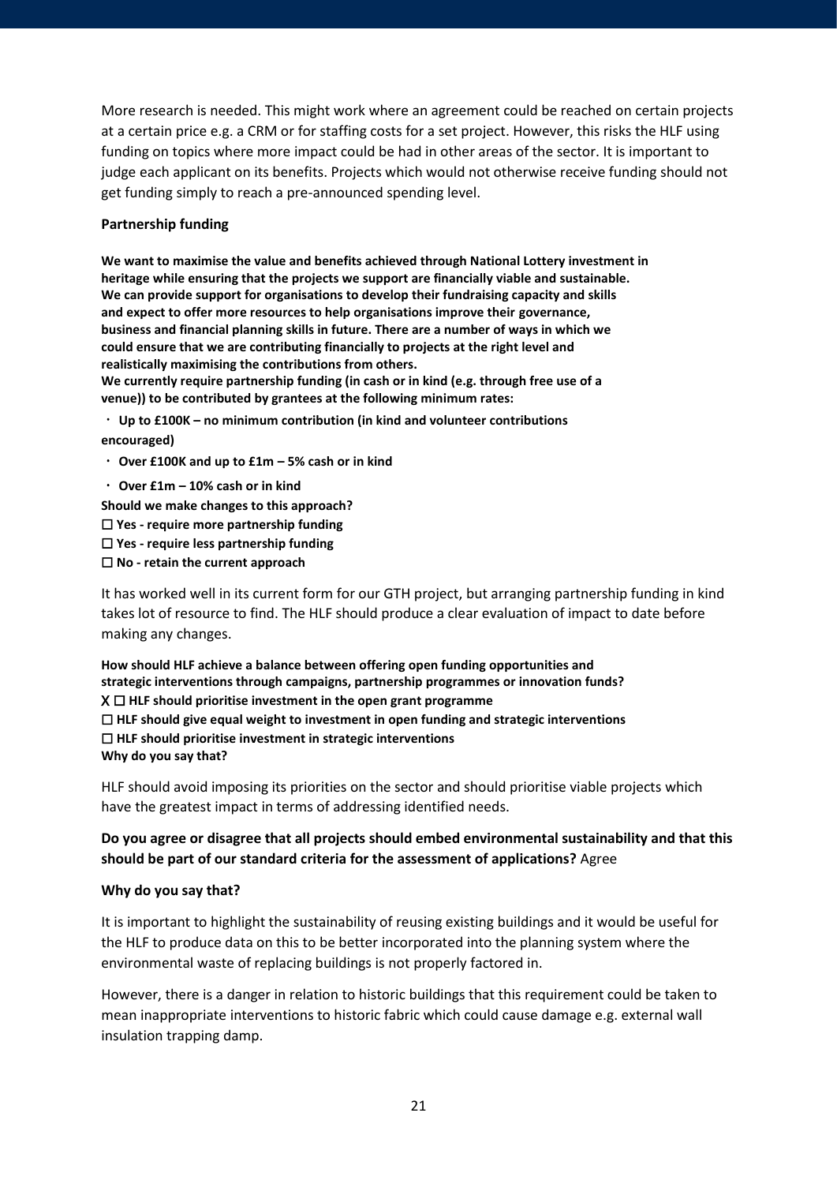More research is needed. This might work where an agreement could be reached on certain projects at a certain price e.g. a CRM or for staffing costs for a set project. However, this risks the HLF using funding on topics where more impact could be had in other areas of the sector. It is important to judge each applicant on its benefits. Projects which would not otherwise receive funding should not get funding simply to reach a pre-announced spending level.

**Partnership funding**

**We want to maximise the value and benefits achieved through National Lottery investment in heritage while ensuring that the projects we support are financially viable and sustainable. We can provide support for organisations to develop their fundraising capacity and skills and expect to offer more resources to help organisations improve their governance, business and financial planning skills in future. There are a number of ways in which we could ensure that we are contributing financially to projects at the right level and realistically maximising the contributions from others.**

**We currently require partnership funding (in cash or in kind (e.g. through free use of a venue)) to be contributed by grantees at the following minimum rates:**

- **Up to £100K – no minimum contribution (in kind and volunteer contributions encouraged)**
- **Over £100K and up to £1m – 5% cash or in kind**
- **Over £1m – 10% cash or in kind**

**Should we make changes to this approach?**

☐ **Yes - require more partnership funding**
☐ **Yes - require less partnership funding**
☐ **No - retain the current approach**

It has worked well in its current form for our GTH project, but arranging partnership funding in kind takes lot of resource to find. The HLF should produce a clear evaluation of impact to date before making any changes.

**How should HLF achieve a balance between offering open funding opportunities and strategic interventions through campaigns, partnership programmes or innovation funds?**

X ☐ **HLF should prioritise investment in the open grant programme**
☐ **HLF should give equal weight to investment in open funding and strategic interventions**
☐ **HLF should prioritise investment in strategic interventions**

**Why do you say that?**

HLF should avoid imposing its priorities on the sector and should prioritise viable projects which have the greatest impact in terms of addressing identified needs.

**Do you agree or disagree that all projects should embed environmental sustainability and that this should be part of our standard criteria for the assessment of applications?** Agree

**Why do you say that?**

It is important to highlight the sustainability of reusing existing buildings and it would be useful for the HLF to produce data on this to be better incorporated into the planning system where the environmental waste of replacing buildings is not properly factored in.

However, there is a danger in relation to historic buildings that this requirement could be taken to mean inappropriate interventions to historic fabric which could cause damage e.g. external wall insulation trapping damp.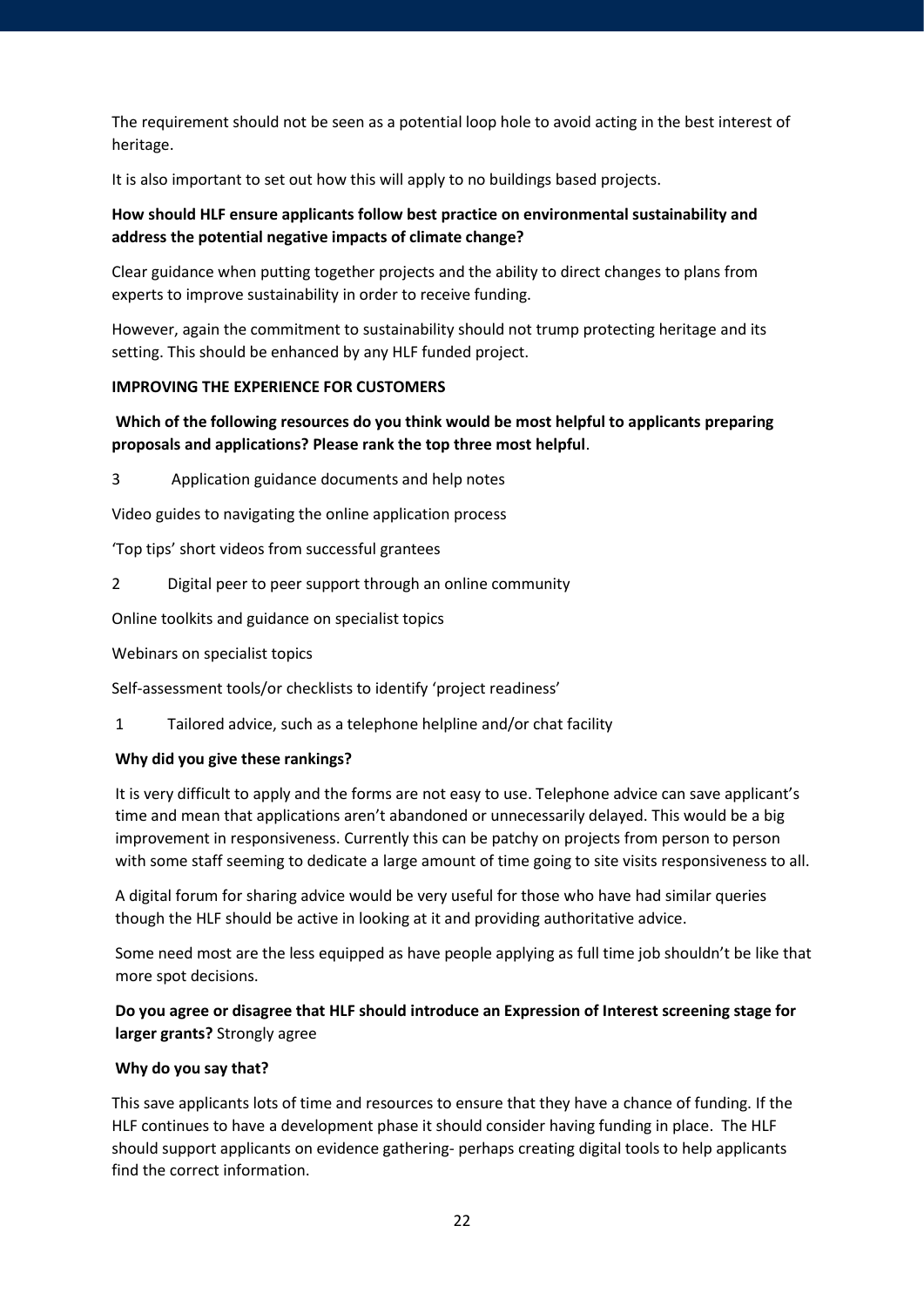The requirement should not be seen as a potential loop hole to avoid acting in the best interest of heritage.

It is also important to set out how this will apply to no buildings based projects.

**How should HLF ensure applicants follow best practice on environmental sustainability and address the potential negative impacts of climate change?**

Clear guidance when putting together projects and the ability to direct changes to plans from experts to improve sustainability in order to receive funding.

However, again the commitment to sustainability should not trump protecting heritage and its setting. This should be enhanced by any HLF funded project.

**IMPROVING THE EXPERIENCE FOR CUSTOMERS**

**Which of the following resources do you think would be most helpful to applicants preparing proposals and applications? Please rank the top three most helpful**.

3 Application guidance documents and help notes

Video guides to navigating the online application process

'Top tips' short videos from successful grantees

2 Digital peer to peer support through an online community

Online toolkits and guidance on specialist topics

Webinars on specialist topics

Self-assessment tools/or checklists to identify 'project readiness'

1 Tailored advice, such as a telephone helpline and/or chat facility

**Why did you give these rankings?**

It is very difficult to apply and the forms are not easy to use. Telephone advice can save applicant's time and mean that applications aren't abandoned or unnecessarily delayed. This would be a big improvement in responsiveness. Currently this can be patchy on projects from person to person with some staff seeming to dedicate a large amount of time going to site visits responsiveness to all.

A digital forum for sharing advice would be very useful for those who have had similar queries though the HLF should be active in looking at it and providing authoritative advice.

Some need most are the less equipped as have people applying as full time job shouldn't be like that more spot decisions.

**Do you agree or disagree that HLF should introduce an Expression of Interest screening stage for larger grants?** Strongly agree

**Why do you say that?**

This save applicants lots of time and resources to ensure that they have a chance of funding. If the HLF continues to have a development phase it should consider having funding in place. The HLF should support applicants on evidence gathering- perhaps creating digital tools to help applicants find the correct information.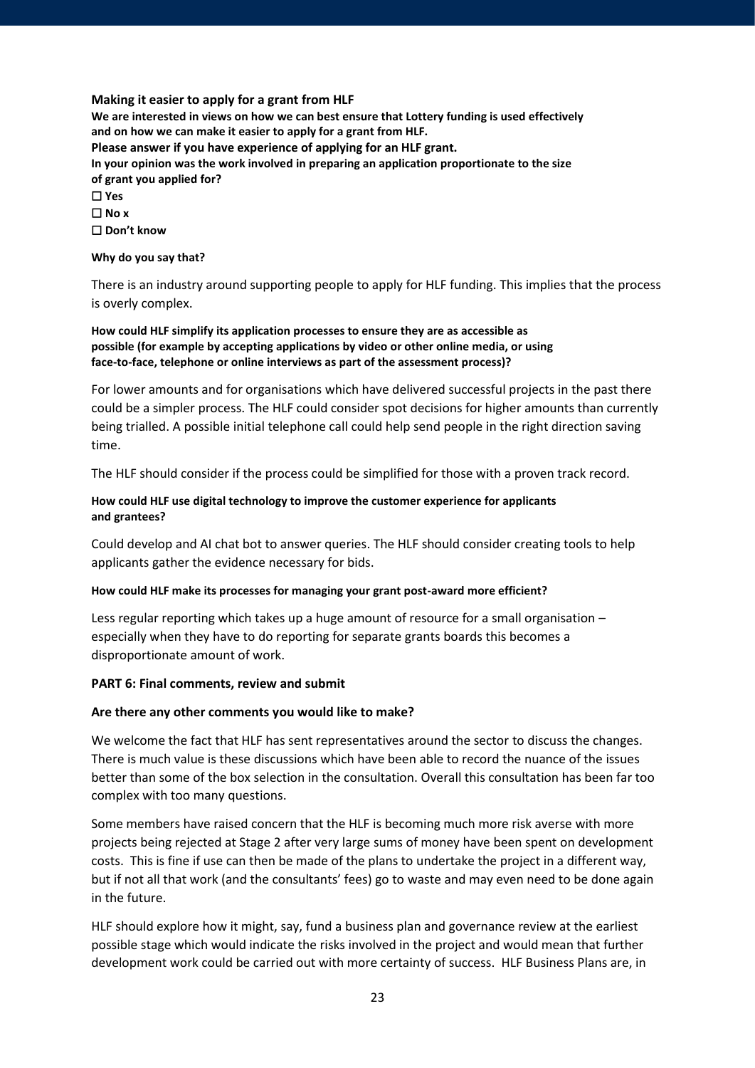**Making it easier to apply for a grant from HLF**

**We are interested in views on how we can best ensure that Lottery funding is used effectively and on how we can make it easier to apply for a grant from HLF.**

**Please answer if you have experience of applying for an HLF grant.**

**In your opinion was the work involved in preparing an application proportionate to the size of grant you applied for?**

☐ **Yes**
☐ **No x**
☐ **Don't know**

**Why do you say that?**

There is an industry around supporting people to apply for HLF funding. This implies that the process is overly complex.

**How could HLF simplify its application processes to ensure they are as accessible as possible (for example by accepting applications by video or other online media, or using face-to-face, telephone or online interviews as part of the assessment process)?**

For lower amounts and for organisations which have delivered successful projects in the past there could be a simpler process. The HLF could consider spot decisions for higher amounts than currently being trialled. A possible initial telephone call could help send people in the right direction saving time.

The HLF should consider if the process could be simplified for those with a proven track record.

**How could HLF use digital technology to improve the customer experience for applicants and grantees?**

Could develop and AI chat bot to answer queries. The HLF should consider creating tools to help applicants gather the evidence necessary for bids.

**How could HLF make its processes for managing your grant post-award more efficient?**

Less regular reporting which takes up a huge amount of resource for a small organisation – especially when they have to do reporting for separate grants boards this becomes a disproportionate amount of work.

**PART 6: Final comments, review and submit**

**Are there any other comments you would like to make?**

We welcome the fact that HLF has sent representatives around the sector to discuss the changes. There is much value is these discussions which have been able to record the nuance of the issues better than some of the box selection in the consultation. Overall this consultation has been far too complex with too many questions.

Some members have raised concern that the HLF is becoming much more risk averse with more projects being rejected at Stage 2 after very large sums of money have been spent on development costs. This is fine if use can then be made of the plans to undertake the project in a different way, but if not all that work (and the consultants' fees) go to waste and may even need to be done again in the future.

HLF should explore how it might, say, fund a business plan and governance review at the earliest possible stage which would indicate the risks involved in the project and would mean that further development work could be carried out with more certainty of success. HLF Business Plans are, in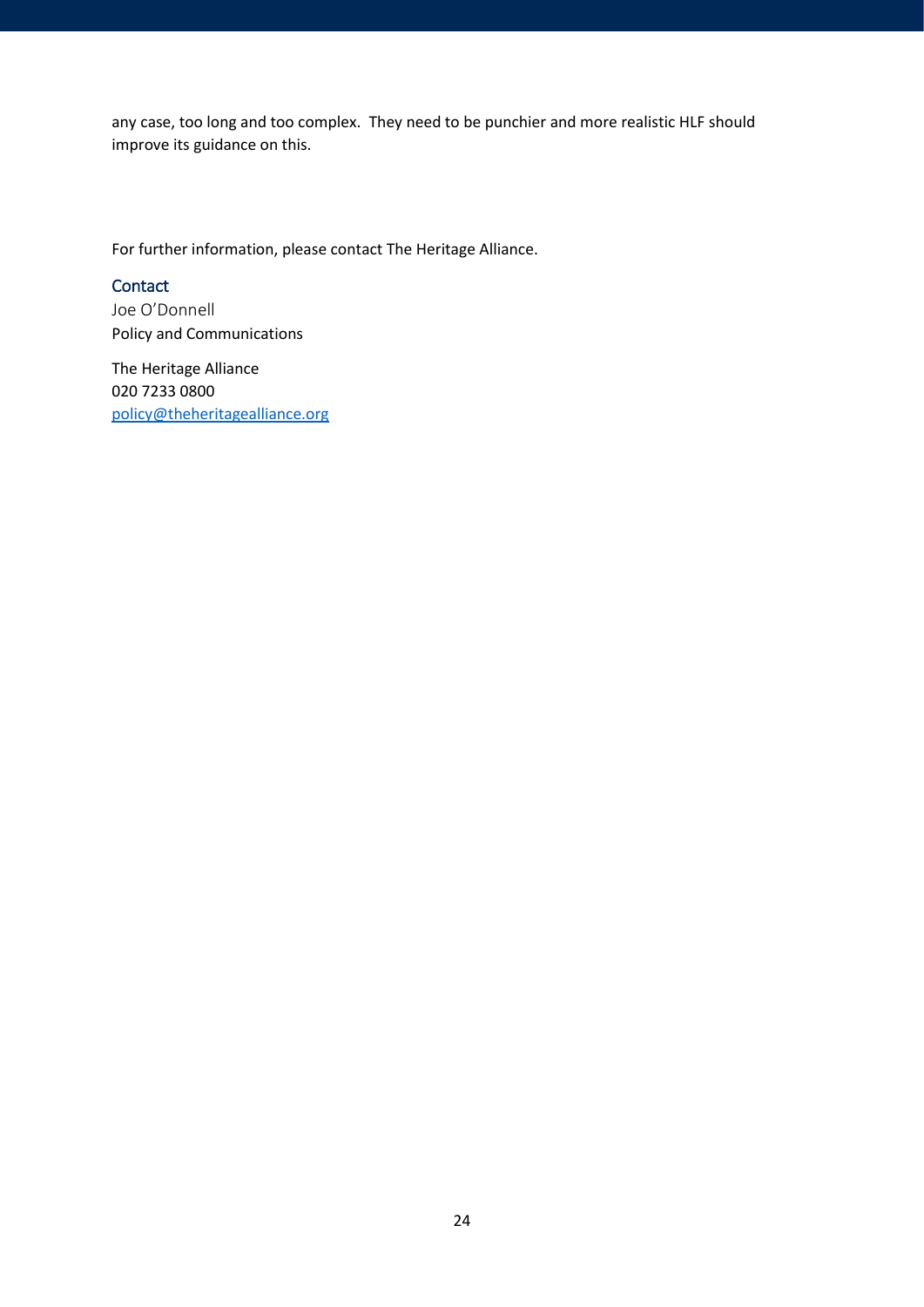any case, too long and too complex.  They need to be punchier and more realistic HLF should improve its guidance on this.

For further information, please contact The Heritage Alliance.

### Contact

Joe O'Donnell
Policy and Communications

The Heritage Alliance
020 7233 0800
policy@theheritagealliance.org